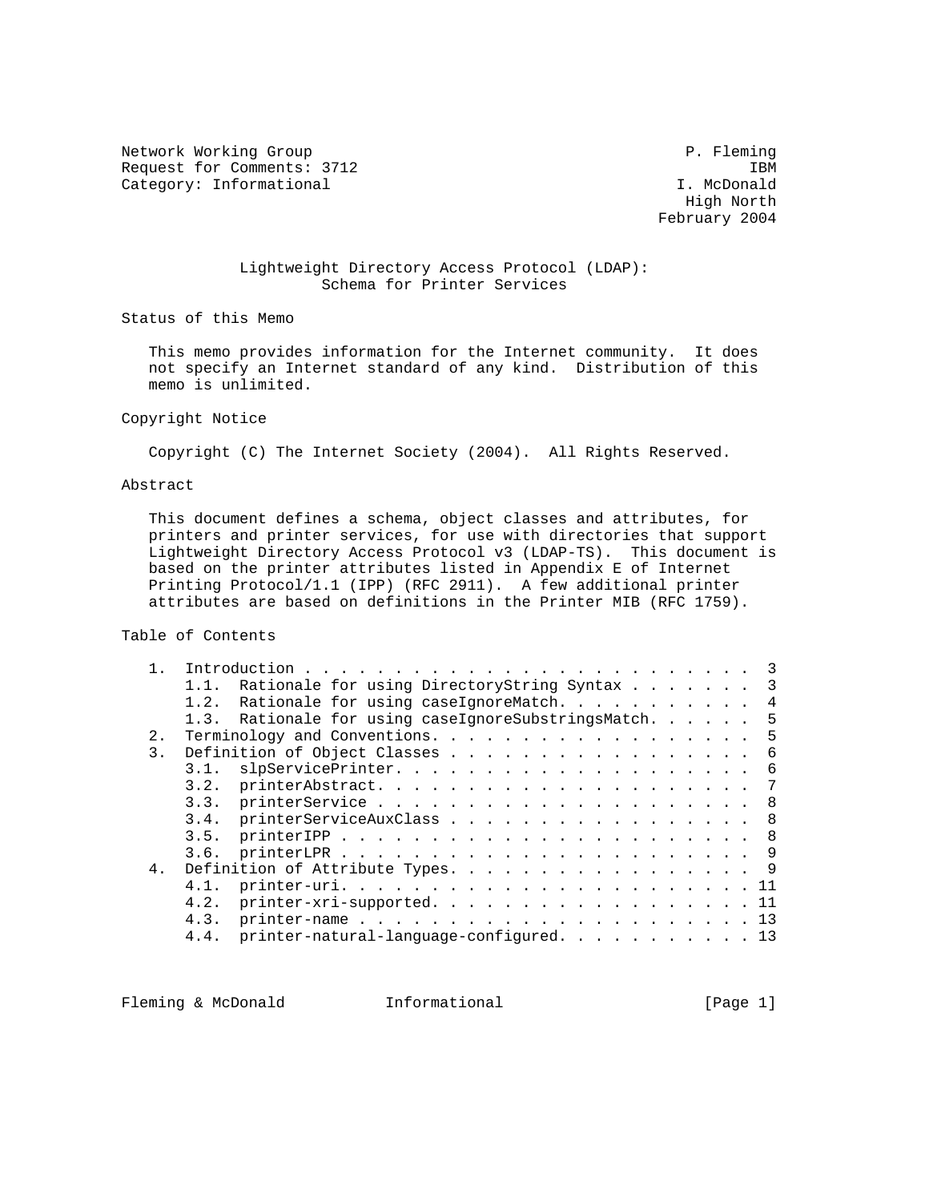Network Working Group P. Fleming
Request for Comments: 3712 IBM
Category: Informational I. McDonald
High North
February 2004

# Lightweight Directory Access Protocol (LDAP): Schema for Printer Services

## Status of this Memo

This memo provides information for the Internet community. It does not specify an Internet standard of any kind. Distribution of this memo is unlimited.

## Copyright Notice

Copyright (C) The Internet Society (2004). All Rights Reserved.

## Abstract

This document defines a schema, object classes and attributes, for printers and printer services, for use with directories that support Lightweight Directory Access Protocol v3 (LDAP-TS). This document is based on the printer attributes listed in Appendix E of Internet Printing Protocol/1.1 (IPP) (RFC 2911). A few additional printer attributes are based on definitions in the Printer MIB (RFC 1759).

## Table of Contents

```
1.  Introduction . . . . . . . . . . . . . . . . . . . . . . . . .  3
    1.1.  Rationale for using DirectoryString Syntax . . . . . . .  3
    1.2.  Rationale for using caseIgnoreMatch. . . . . . . . . . .  4
    1.3.  Rationale for using caseIgnoreSubstringsMatch. . . . . .  5
2.  Terminology and Conventions. . . . . . . . . . . . . . . . . .  5
3.  Definition of Object Classes . . . . . . . . . . . . . . . . .  6
    3.1.  slpServicePrinter. . . . . . . . . . . . . . . . . . . .  6
    3.2.  printerAbstract. . . . . . . . . . . . . . . . . . . . .  7
    3.3.  printerService . . . . . . . . . . . . . . . . . . . . .  8
    3.4.  printerServiceAuxClass . . . . . . . . . . . . . . . . .  8
    3.5.  printerIPP . . . . . . . . . . . . . . . . . . . . . . .  8
    3.6.  printerLPR . . . . . . . . . . . . . . . . . . . . . . .  9
4.  Definition of Attribute Types. . . . . . . . . . . . . . . . .  9
    4.1.  printer-uri. . . . . . . . . . . . . . . . . . . . . . . 11
    4.2.  printer-xri-supported. . . . . . . . . . . . . . . . . . 11
    4.3.  printer-name . . . . . . . . . . . . . . . . . . . . . . 13
    4.4.  printer-natural-language-configured. . . . . . . . . . . 13
```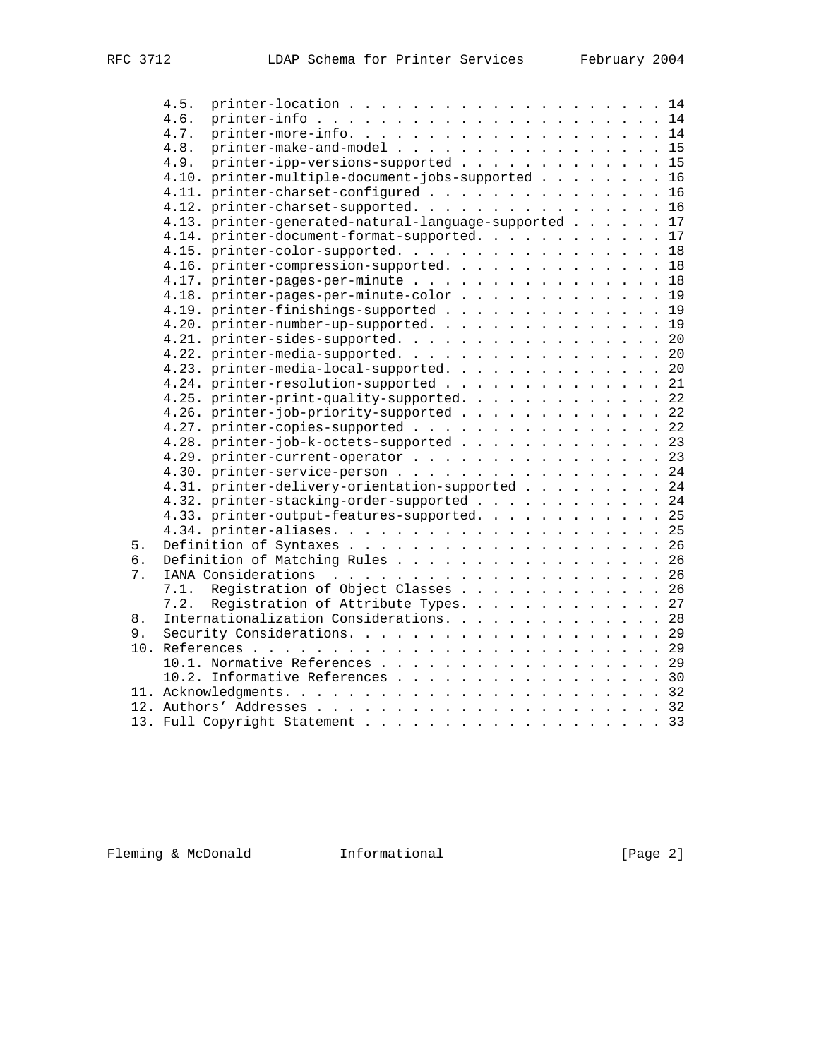```
      4.5.  printer-location . . . . . . . . . . . . . . . . . . . . . 14
      4.6.  printer-info . . . . . . . . . . . . . . . . . . . . . . . 14
      4.7.  printer-more-info. . . . . . . . . . . . . . . . . . . . . 14
      4.8.  printer-make-and-model . . . . . . . . . . . . . . . . . . 15
      4.9.  printer-ipp-versions-supported . . . . . . . . . . . . . . 15
      4.10. printer-multiple-document-jobs-supported . . . . . . . . . 16
      4.11. printer-charset-configured . . . . . . . . . . . . . . . . 16
      4.12. printer-charset-supported. . . . . . . . . . . . . . . . . 16
      4.13. printer-generated-natural-language-supported . . . . . . . 17
      4.14. printer-document-format-supported. . . . . . . . . . . . . 17
      4.15. printer-color-supported. . . . . . . . . . . . . . . . . . 18
      4.16. printer-compression-supported. . . . . . . . . . . . . . . 18
      4.17. printer-pages-per-minute . . . . . . . . . . . . . . . . . 18
      4.18. printer-pages-per-minute-color . . . . . . . . . . . . . . 19
      4.19. printer-finishings-supported . . . . . . . . . . . . . . . 19
      4.20. printer-number-up-supported. . . . . . . . . . . . . . . . 19
      4.21. printer-sides-supported. . . . . . . . . . . . . . . . . . 20
      4.22. printer-media-supported. . . . . . . . . . . . . . . . . . 20
      4.23. printer-media-local-supported. . . . . . . . . . . . . . . 20
      4.24. printer-resolution-supported . . . . . . . . . . . . . . . 21
      4.25. printer-print-quality-supported. . . . . . . . . . . . . . 22
      4.26. printer-job-priority-supported . . . . . . . . . . . . . . 22
      4.27. printer-copies-supported . . . . . . . . . . . . . . . . . 22
      4.28. printer-job-k-octets-supported . . . . . . . . . . . . . . 23
      4.29. printer-current-operator . . . . . . . . . . . . . . . . . 23
      4.30. printer-service-person . . . . . . . . . . . . . . . . . . 24
      4.31. printer-delivery-orientation-supported . . . . . . . . . . 24
      4.32. printer-stacking-order-supported . . . . . . . . . . . . . 24
      4.33. printer-output-features-supported. . . . . . . . . . . . . 25
      4.34. printer-aliases. . . . . . . . . . . . . . . . . . . . . . 25
   5.  Definition of Syntaxes . . . . . . . . . . . . . . . . . . . . 26
   6.  Definition of Matching Rules . . . . . . . . . . . . . . . . . 26
   7.  IANA Considerations  . . . . . . . . . . . . . . . . . . . . . 26
      7.1.  Registration of Object Classes . . . . . . . . . . . . . . 26
      7.2.  Registration of Attribute Types. . . . . . . . . . . . . . 27
   8.  Internationalization Considerations. . . . . . . . . . . . . . 28
   9.  Security Considerations. . . . . . . . . . . . . . . . . . . . 29
   10. References . . . . . . . . . . . . . . . . . . . . . . . . . . 29
      10.1. Normative References . . . . . . . . . . . . . . . . . . . 29
      10.2. Informative References . . . . . . . . . . . . . . . . . . 30
   11. Acknowledgments. . . . . . . . . . . . . . . . . . . . . . . . 32
   12. Authors' Addresses . . . . . . . . . . . . . . . . . . . . . . 32
   13. Full Copyright Statement . . . . . . . . . . . . . . . . . . . 33
```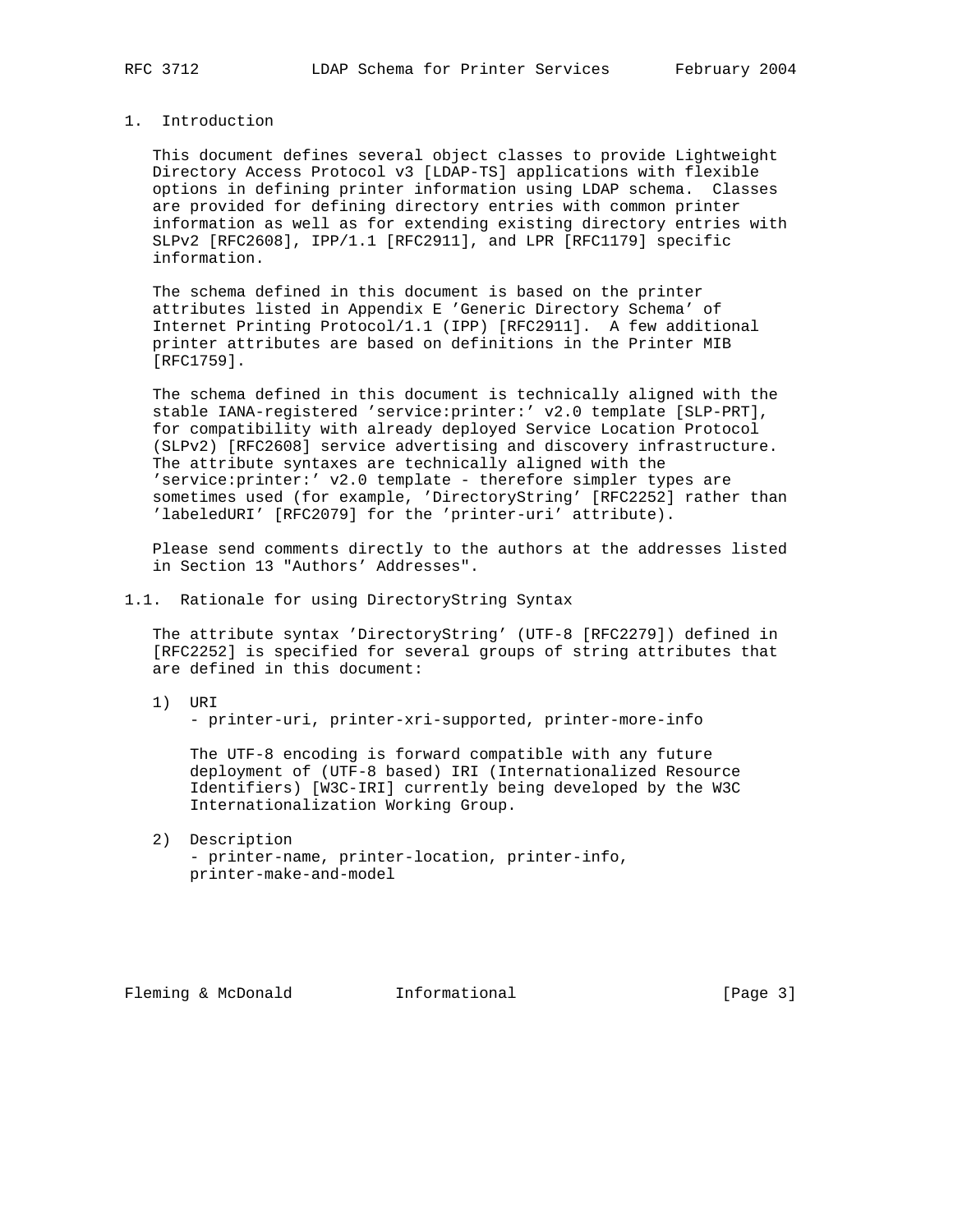## 1. Introduction

This document defines several object classes to provide Lightweight Directory Access Protocol v3 [LDAP-TS] applications with flexible options in defining printer information using LDAP schema. Classes are provided for defining directory entries with common printer information as well as for extending existing directory entries with SLPv2 [RFC2608], IPP/1.1 [RFC2911], and LPR [RFC1179] specific information.

The schema defined in this document is based on the printer attributes listed in Appendix E 'Generic Directory Schema' of Internet Printing Protocol/1.1 (IPP) [RFC2911]. A few additional printer attributes are based on definitions in the Printer MIB [RFC1759].

The schema defined in this document is technically aligned with the stable IANA-registered 'service:printer:' v2.0 template [SLP-PRT], for compatibility with already deployed Service Location Protocol (SLPv2) [RFC2608] service advertising and discovery infrastructure. The attribute syntaxes are technically aligned with the 'service:printer:' v2.0 template - therefore simpler types are sometimes used (for example, 'DirectoryString' [RFC2252] rather than 'labeledURI' [RFC2079] for the 'printer-uri' attribute).

Please send comments directly to the authors at the addresses listed in Section 13 "Authors' Addresses".

### 1.1. Rationale for using DirectoryString Syntax

The attribute syntax 'DirectoryString' (UTF-8 [RFC2279]) defined in [RFC2252] is specified for several groups of string attributes that are defined in this document:

1) URI
   - printer-uri, printer-xri-supported, printer-more-info

   The UTF-8 encoding is forward compatible with any future deployment of (UTF-8 based) IRI (Internationalized Resource Identifiers) [W3C-IRI] currently being developed by the W3C Internationalization Working Group.

2) Description
   - printer-name, printer-location, printer-info, printer-make-and-model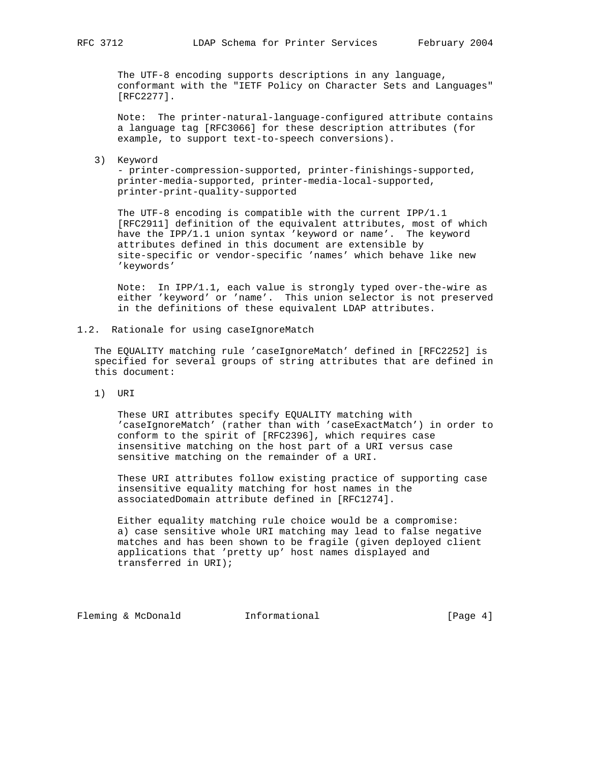The UTF-8 encoding supports descriptions in any language, conformant with the "IETF Policy on Character Sets and Languages" [RFC2277].

Note: The printer-natural-language-configured attribute contains a language tag [RFC3066] for these description attributes (for example, to support text-to-speech conversions).

3) Keyword
   - printer-compression-supported, printer-finishings-supported, printer-media-supported, printer-media-local-supported, printer-print-quality-supported

   The UTF-8 encoding is compatible with the current IPP/1.1 [RFC2911] definition of the equivalent attributes, most of which have the IPP/1.1 union syntax 'keyword or name'. The keyword attributes defined in this document are extensible by site-specific or vendor-specific 'names' which behave like new 'keywords'

   Note: In IPP/1.1, each value is strongly typed over-the-wire as either 'keyword' or 'name'. This union selector is not preserved in the definitions of these equivalent LDAP attributes.

## 1.2. Rationale for using caseIgnoreMatch

The EQUALITY matching rule 'caseIgnoreMatch' defined in [RFC2252] is specified for several groups of string attributes that are defined in this document:

1) URI

   These URI attributes specify EQUALITY matching with 'caseIgnoreMatch' (rather than with 'caseExactMatch') in order to conform to the spirit of [RFC2396], which requires case insensitive matching on the host part of a URI versus case sensitive matching on the remainder of a URI.

   These URI attributes follow existing practice of supporting case insensitive equality matching for host names in the associatedDomain attribute defined in [RFC1274].

   Either equality matching rule choice would be a compromise:
   a) case sensitive whole URI matching may lead to false negative matches and has been shown to be fragile (given deployed client applications that 'pretty up' host names displayed and transferred in URI);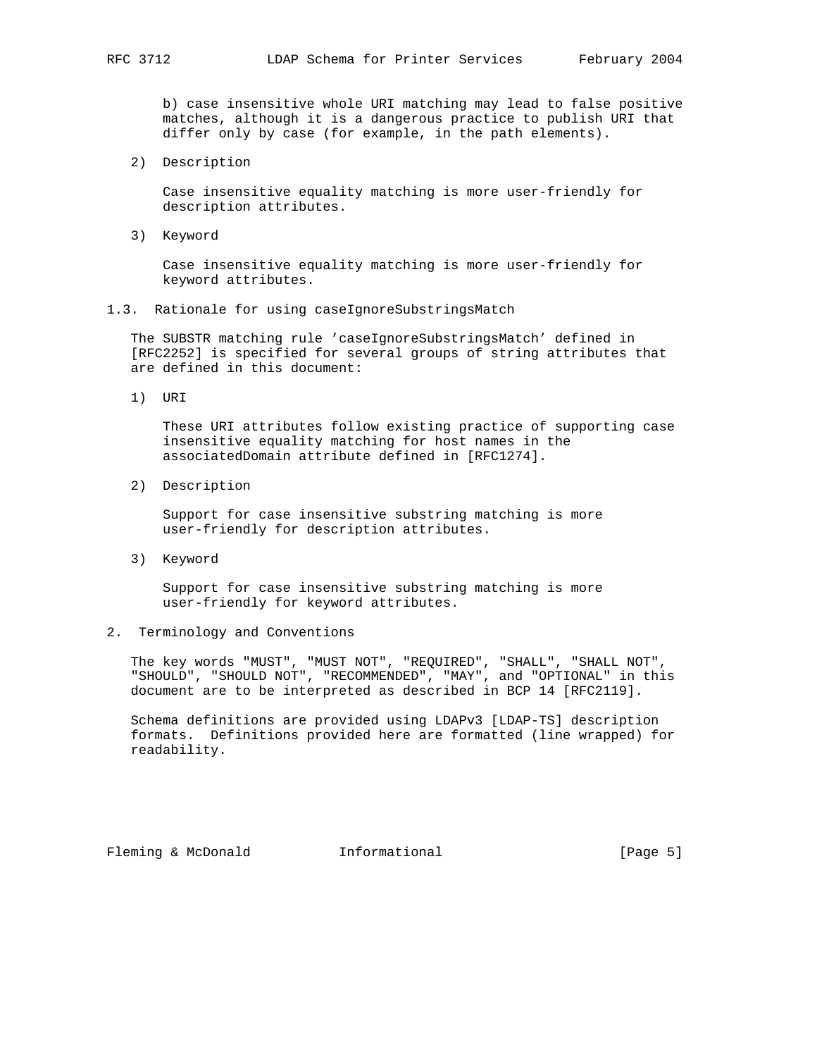b) case insensitive whole URI matching may lead to false positive matches, although it is a dangerous practice to publish URI that differ only by case (for example, in the path elements).

2) Description

   Case insensitive equality matching is more user-friendly for description attributes.

3) Keyword

   Case insensitive equality matching is more user-friendly for keyword attributes.

### 1.3. Rationale for using caseIgnoreSubstringsMatch

The SUBSTR matching rule 'caseIgnoreSubstringsMatch' defined in [RFC2252] is specified for several groups of string attributes that are defined in this document:

1) URI

   These URI attributes follow existing practice of supporting case insensitive equality matching for host names in the associatedDomain attribute defined in [RFC1274].

2) Description

   Support for case insensitive substring matching is more user-friendly for description attributes.

3) Keyword

   Support for case insensitive substring matching is more user-friendly for keyword attributes.

## 2. Terminology and Conventions

The key words "MUST", "MUST NOT", "REQUIRED", "SHALL", "SHALL NOT", "SHOULD", "SHOULD NOT", "RECOMMENDED", "MAY", and "OPTIONAL" in this document are to be interpreted as described in BCP 14 [RFC2119].

Schema definitions are provided using LDAPv3 [LDAP-TS] description formats. Definitions provided here are formatted (line wrapped) for readability.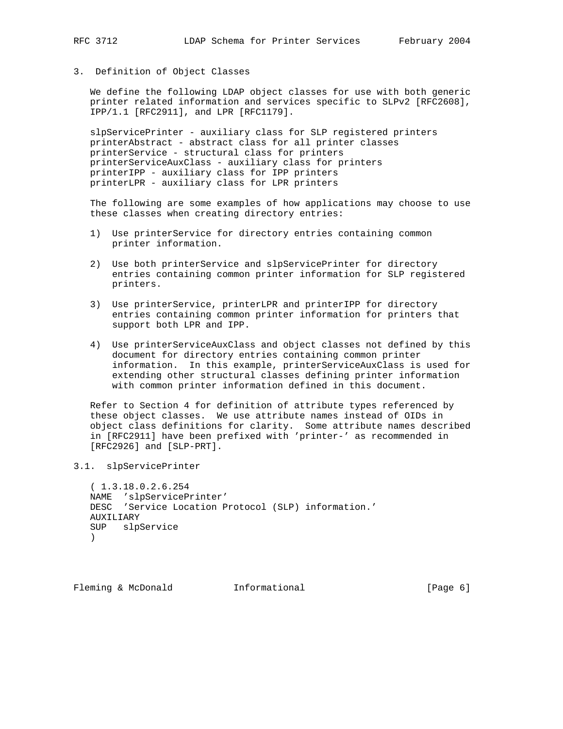## 3. Definition of Object Classes

We define the following LDAP object classes for use with both generic printer related information and services specific to SLPv2 [RFC2608], IPP/1.1 [RFC2911], and LPR [RFC1179].

```
slpServicePrinter - auxiliary class for SLP registered printers
printerAbstract - abstract class for all printer classes
printerService - structural class for printers
printerServiceAuxClass - auxiliary class for printers
printerIPP - auxiliary class for IPP printers
printerLPR - auxiliary class for LPR printers
```

The following are some examples of how applications may choose to use these classes when creating directory entries:

1) Use printerService for directory entries containing common printer information.

2) Use both printerService and slpServicePrinter for directory entries containing common printer information for SLP registered printers.

3) Use printerService, printerLPR and printerIPP for directory entries containing common printer information for printers that support both LPR and IPP.

4) Use printerServiceAuxClass and object classes not defined by this document for directory entries containing common printer information. In this example, printerServiceAuxClass is used for extending other structural classes defining printer information with common printer information defined in this document.

Refer to Section 4 for definition of attribute types referenced by these object classes. We use attribute names instead of OIDs in object class definitions for clarity. Some attribute names described in [RFC2911] have been prefixed with 'printer-' as recommended in [RFC2926] and [SLP-PRT].

### 3.1. slpServicePrinter

```
( 1.3.18.0.2.6.254
NAME  'slpServicePrinter'
DESC  'Service Location Protocol (SLP) information.'
AUXILIARY
SUP   slpService
)
```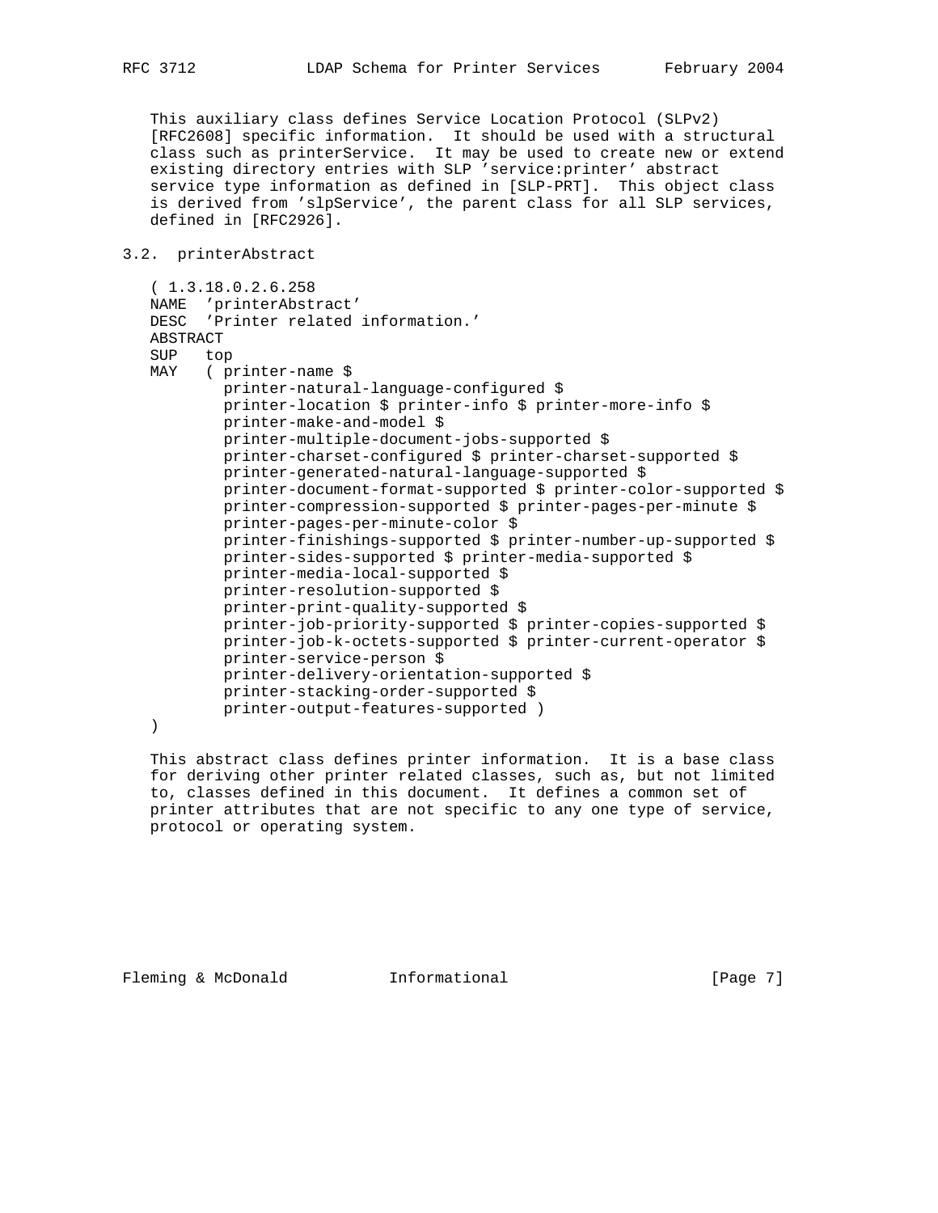This auxiliary class defines Service Location Protocol (SLPv2) [RFC2608] specific information. It should be used with a structural class such as printerService. It may be used to create new or extend existing directory entries with SLP 'service:printer' abstract service type information as defined in [SLP-PRT]. This object class is derived from 'slpService', the parent class for all SLP services, defined in [RFC2926].

### 3.2. printerAbstract

```
( 1.3.18.0.2.6.258
NAME  'printerAbstract'
DESC  'Printer related information.'
ABSTRACT
SUP   top
MAY   ( printer-name $
        printer-natural-language-configured $
        printer-location $ printer-info $ printer-more-info $
        printer-make-and-model $
        printer-multiple-document-jobs-supported $
        printer-charset-configured $ printer-charset-supported $
        printer-generated-natural-language-supported $
        printer-document-format-supported $ printer-color-supported $
        printer-compression-supported $ printer-pages-per-minute $
        printer-pages-per-minute-color $
        printer-finishings-supported $ printer-number-up-supported $
        printer-sides-supported $ printer-media-supported $
        printer-media-local-supported $
        printer-resolution-supported $
        printer-print-quality-supported $
        printer-job-priority-supported $ printer-copies-supported $
        printer-job-k-octets-supported $ printer-current-operator $
        printer-service-person $
        printer-delivery-orientation-supported $
        printer-stacking-order-supported $
        printer-output-features-supported )
)
```

This abstract class defines printer information. It is a base class for deriving other printer related classes, such as, but not limited to, classes defined in this document. It defines a common set of printer attributes that are not specific to any one type of service, protocol or operating system.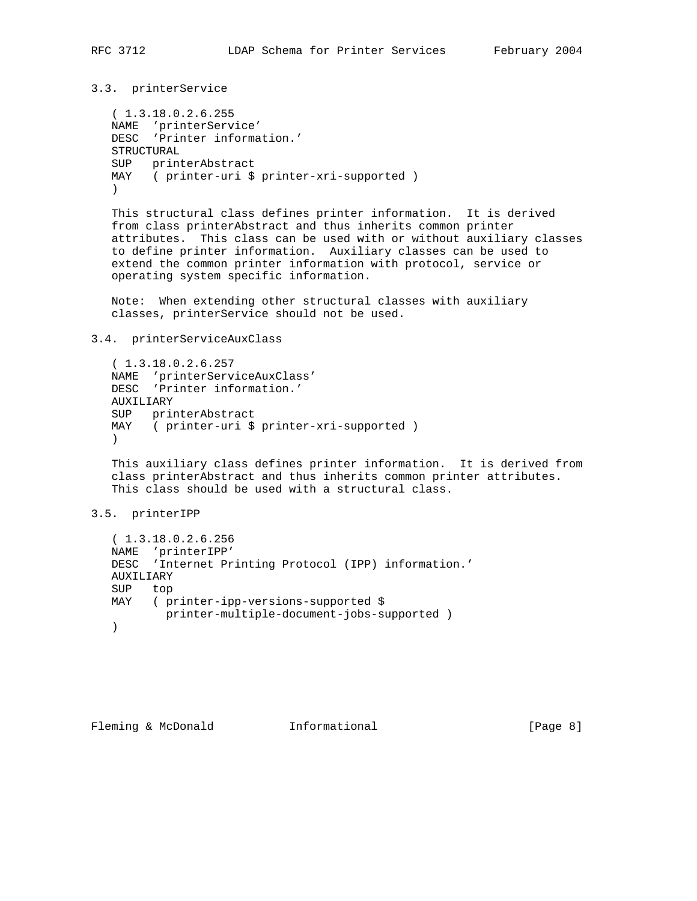### 3.3. printerService

```
( 1.3.18.0.2.6.255
NAME  'printerService'
DESC  'Printer information.'
STRUCTURAL
SUP   printerAbstract
MAY   ( printer-uri $ printer-xri-supported )
)
```

This structural class defines printer information. It is derived from class printerAbstract and thus inherits common printer attributes. This class can be used with or without auxiliary classes to define printer information. Auxiliary classes can be used to extend the common printer information with protocol, service or operating system specific information.

Note: When extending other structural classes with auxiliary classes, printerService should not be used.

### 3.4. printerServiceAuxClass

```
( 1.3.18.0.2.6.257
NAME  'printerServiceAuxClass'
DESC  'Printer information.'
AUXILIARY
SUP   printerAbstract
MAY   ( printer-uri $ printer-xri-supported )
)
```

This auxiliary class defines printer information. It is derived from class printerAbstract and thus inherits common printer attributes. This class should be used with a structural class.

### 3.5. printerIPP

```
( 1.3.18.0.2.6.256
NAME  'printerIPP'
DESC  'Internet Printing Protocol (IPP) information.'
AUXILIARY
SUP   top
MAY   ( printer-ipp-versions-supported $
        printer-multiple-document-jobs-supported )
)
```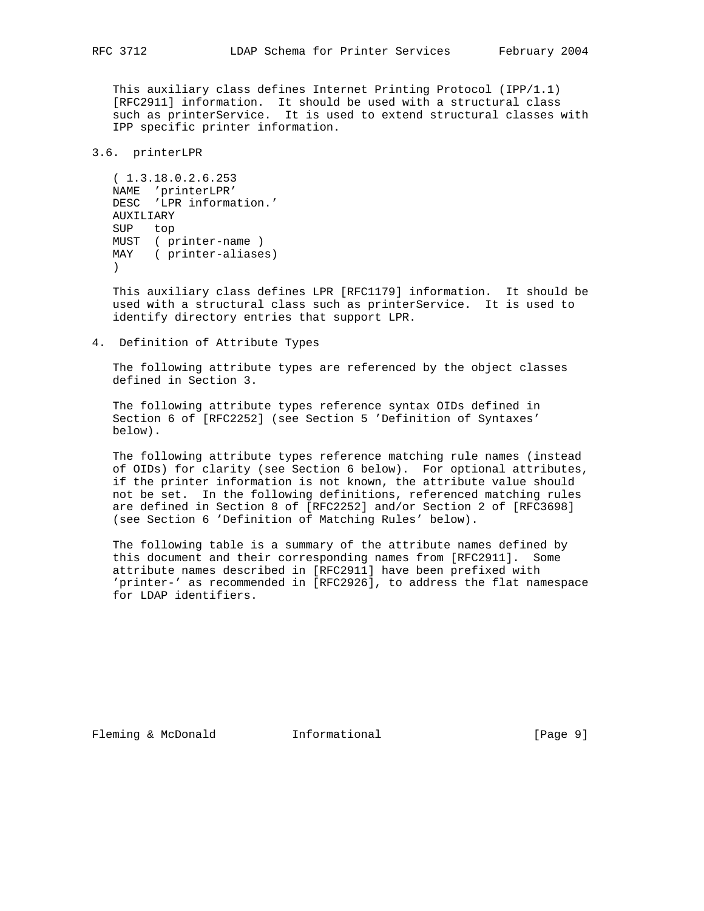This auxiliary class defines Internet Printing Protocol (IPP/1.1) [RFC2911] information. It should be used with a structural class such as printerService. It is used to extend structural classes with IPP specific printer information.

### 3.6. printerLPR

```
( 1.3.18.0.2.6.253
NAME  'printerLPR'
DESC  'LPR information.'
AUXILIARY
SUP   top
MUST  ( printer-name )
MAY   ( printer-aliases)
)
```

This auxiliary class defines LPR [RFC1179] information. It should be used with a structural class such as printerService. It is used to identify directory entries that support LPR.

## 4. Definition of Attribute Types

The following attribute types are referenced by the object classes defined in Section 3.

The following attribute types reference syntax OIDs defined in Section 6 of [RFC2252] (see Section 5 'Definition of Syntaxes' below).

The following attribute types reference matching rule names (instead of OIDs) for clarity (see Section 6 below). For optional attributes, if the printer information is not known, the attribute value should not be set. In the following definitions, referenced matching rules are defined in Section 8 of [RFC2252] and/or Section 2 of [RFC3698] (see Section 6 'Definition of Matching Rules' below).

The following table is a summary of the attribute names defined by this document and their corresponding names from [RFC2911]. Some attribute names described in [RFC2911] have been prefixed with 'printer-' as recommended in [RFC2926], to address the flat namespace for LDAP identifiers.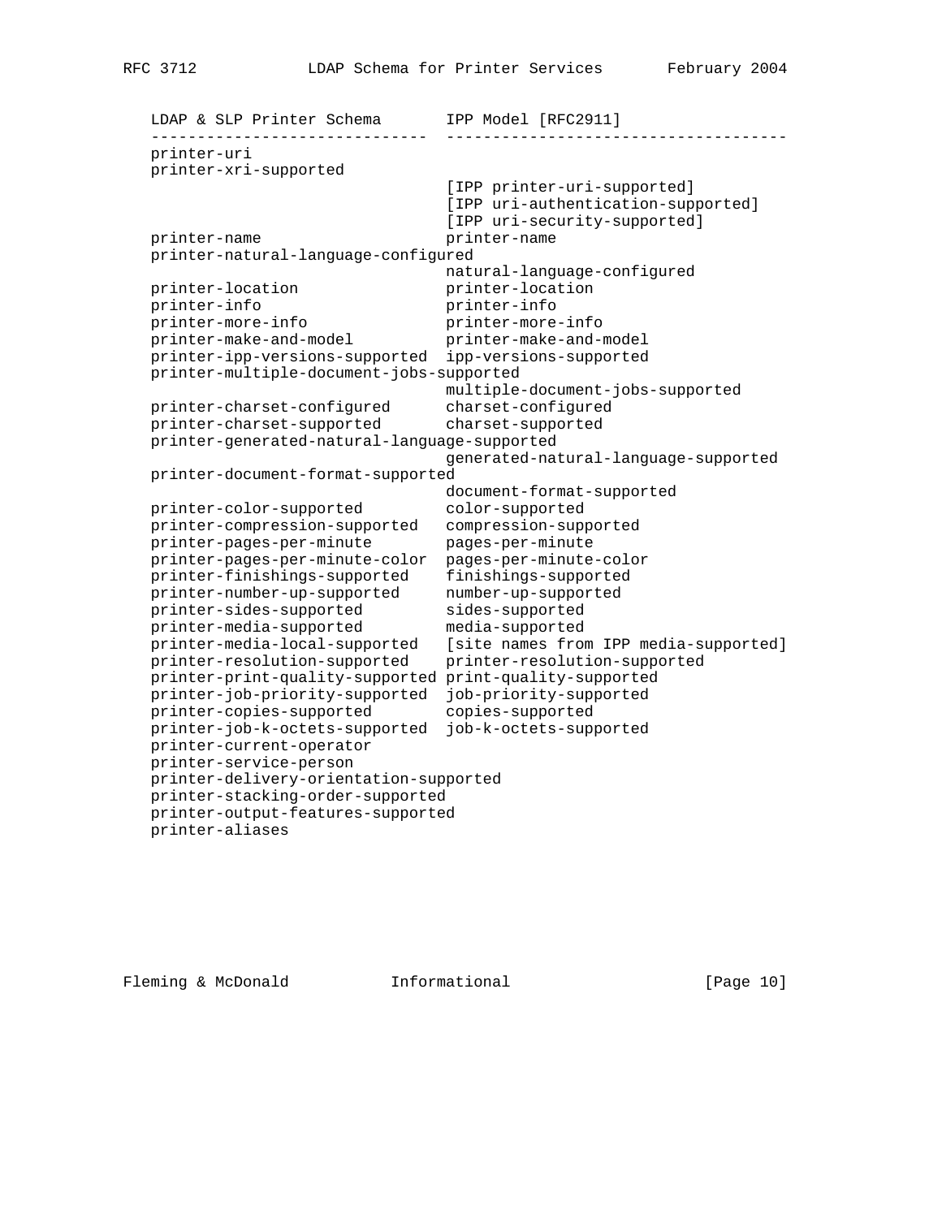| LDAP & SLP Printer Schema | IPP Model [RFC2911] |
| --- | --- |
| printer-uri | |
| printer-xri-supported | |
| | [IPP printer-uri-supported] |
| | [IPP uri-authentication-supported] |
| | [IPP uri-security-supported] |
| printer-name | printer-name |
| printer-natural-language-configured | natural-language-configured |
| printer-location | printer-location |
| printer-info | printer-info |
| printer-more-info | printer-more-info |
| printer-make-and-model | printer-make-and-model |
| printer-ipp-versions-supported | ipp-versions-supported |
| printer-multiple-document-jobs-supported | multiple-document-jobs-supported |
| printer-charset-configured | charset-configured |
| printer-charset-supported | charset-supported |
| printer-generated-natural-language-supported | generated-natural-language-supported |
| printer-document-format-supported | document-format-supported |
| printer-color-supported | color-supported |
| printer-compression-supported | compression-supported |
| printer-pages-per-minute | pages-per-minute |
| printer-pages-per-minute-color | pages-per-minute-color |
| printer-finishings-supported | finishings-supported |
| printer-number-up-supported | number-up-supported |
| printer-sides-supported | sides-supported |
| printer-media-supported | media-supported |
| printer-media-local-supported | [site names from IPP media-supported] |
| printer-resolution-supported | printer-resolution-supported |
| printer-print-quality-supported | print-quality-supported |
| printer-job-priority-supported | job-priority-supported |
| printer-copies-supported | copies-supported |
| printer-job-k-octets-supported | job-k-octets-supported |
| printer-current-operator | |
| printer-service-person | |
| printer-delivery-orientation-supported | |
| printer-stacking-order-supported | |
| printer-output-features-supported | |
| printer-aliases | |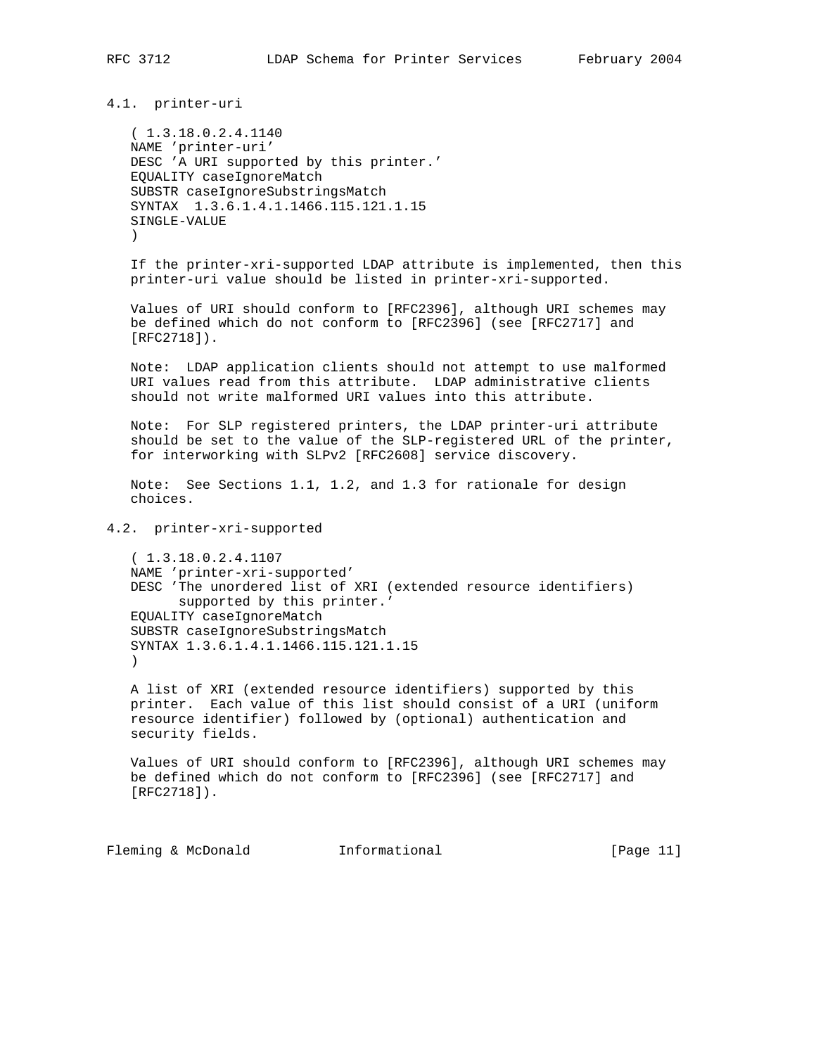### 4.1. printer-uri

```
( 1.3.18.0.2.4.1140
NAME 'printer-uri'
DESC 'A URI supported by this printer.'
EQUALITY caseIgnoreMatch
SUBSTR caseIgnoreSubstringsMatch
SYNTAX  1.3.6.1.4.1.1466.115.121.1.15
SINGLE-VALUE
)
```

If the printer-xri-supported LDAP attribute is implemented, then this printer-uri value should be listed in printer-xri-supported.

Values of URI should conform to [RFC2396], although URI schemes may be defined which do not conform to [RFC2396] (see [RFC2717] and [RFC2718]).

Note:  LDAP application clients should not attempt to use malformed URI values read from this attribute.  LDAP administrative clients should not write malformed URI values into this attribute.

Note:  For SLP registered printers, the LDAP printer-uri attribute should be set to the value of the SLP-registered URL of the printer, for interworking with SLPv2 [RFC2608] service discovery.

Note:  See Sections 1.1, 1.2, and 1.3 for rationale for design choices.

### 4.2. printer-xri-supported

```
( 1.3.18.0.2.4.1107
NAME 'printer-xri-supported'
DESC 'The unordered list of XRI (extended resource identifiers)
      supported by this printer.'
EQUALITY caseIgnoreMatch
SUBSTR caseIgnoreSubstringsMatch
SYNTAX 1.3.6.1.4.1.1466.115.121.1.15
)
```

A list of XRI (extended resource identifiers) supported by this printer.  Each value of this list should consist of a URI (uniform resource identifier) followed by (optional) authentication and security fields.

Values of URI should conform to [RFC2396], although URI schemes may be defined which do not conform to [RFC2396] (see [RFC2717] and [RFC2718]).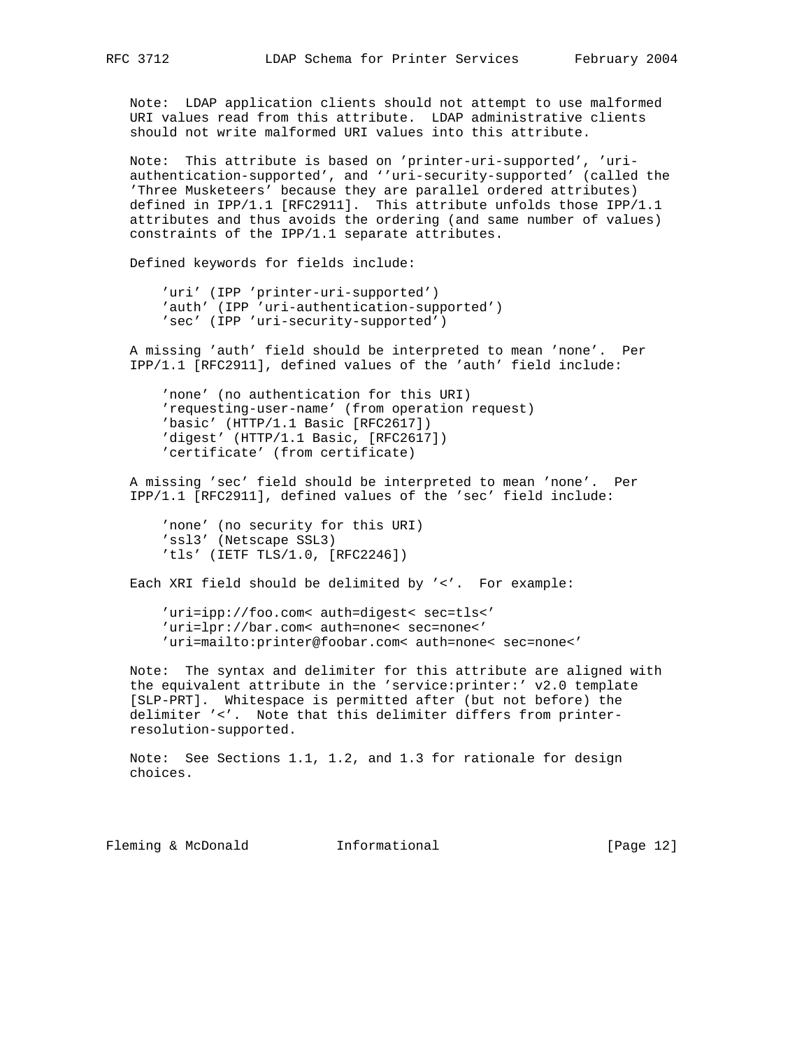Note: LDAP application clients should not attempt to use malformed URI values read from this attribute. LDAP administrative clients should not write malformed URI values into this attribute.

Note: This attribute is based on 'printer-uri-supported', 'uri-authentication-supported', and ''uri-security-supported' (called the 'Three Musketeers' because they are parallel ordered attributes) defined in IPP/1.1 [RFC2911]. This attribute unfolds those IPP/1.1 attributes and thus avoids the ordering (and same number of values) constraints of the IPP/1.1 separate attributes.

Defined keywords for fields include:

```
'uri' (IPP 'printer-uri-supported')
'auth' (IPP 'uri-authentication-supported')
'sec' (IPP 'uri-security-supported')
```

A missing 'auth' field should be interpreted to mean 'none'. Per IPP/1.1 [RFC2911], defined values of the 'auth' field include:

```
'none' (no authentication for this URI)
'requesting-user-name' (from operation request)
'basic' (HTTP/1.1 Basic [RFC2617])
'digest' (HTTP/1.1 Basic, [RFC2617])
'certificate' (from certificate)
```

A missing 'sec' field should be interpreted to mean 'none'. Per IPP/1.1 [RFC2911], defined values of the 'sec' field include:

```
'none' (no security for this URI)
'ssl3' (Netscape SSL3)
'tls' (IETF TLS/1.0, [RFC2246])
```

Each XRI field should be delimited by '<'. For example:

```
'uri=ipp://foo.com< auth=digest< sec=tls<'
'uri=lpr://bar.com< auth=none< sec=none<'
'uri=mailto:printer@foobar.com< auth=none< sec=none<'
```

Note: The syntax and delimiter for this attribute are aligned with the equivalent attribute in the 'service:printer:' v2.0 template [SLP-PRT]. Whitespace is permitted after (but not before) the delimiter '<'. Note that this delimiter differs from printer-resolution-supported.

Note: See Sections 1.1, 1.2, and 1.3 for rationale for design choices.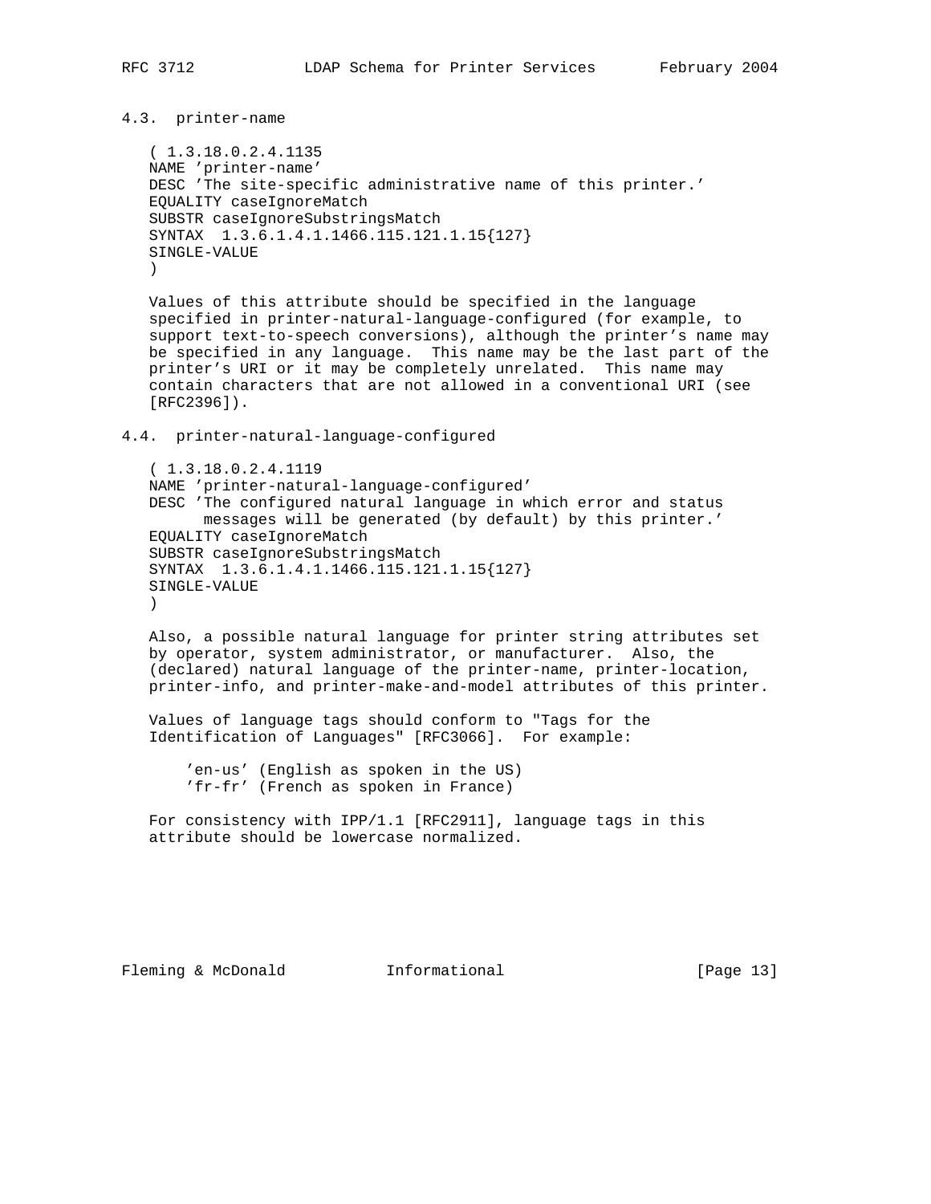### 4.3. printer-name

```
( 1.3.18.0.2.4.1135
NAME 'printer-name'
DESC 'The site-specific administrative name of this printer.'
EQUALITY caseIgnoreMatch
SUBSTR caseIgnoreSubstringsMatch
SYNTAX  1.3.6.1.4.1.1466.115.121.1.15{127}
SINGLE-VALUE
)
```

Values of this attribute should be specified in the language specified in printer-natural-language-configured (for example, to support text-to-speech conversions), although the printer's name may be specified in any language. This name may be the last part of the printer's URI or it may be completely unrelated. This name may contain characters that are not allowed in a conventional URI (see [RFC2396]).

### 4.4. printer-natural-language-configured

```
( 1.3.18.0.2.4.1119
NAME 'printer-natural-language-configured'
DESC 'The configured natural language in which error and status
      messages will be generated (by default) by this printer.'
EQUALITY caseIgnoreMatch
SUBSTR caseIgnoreSubstringsMatch
SYNTAX  1.3.6.1.4.1.1466.115.121.1.15{127}
SINGLE-VALUE
)
```

Also, a possible natural language for printer string attributes set by operator, system administrator, or manufacturer. Also, the (declared) natural language of the printer-name, printer-location, printer-info, and printer-make-and-model attributes of this printer.

Values of language tags should conform to "Tags for the Identification of Languages" [RFC3066]. For example:

```
'en-us' (English as spoken in the US)
'fr-fr' (French as spoken in France)
```

For consistency with IPP/1.1 [RFC2911], language tags in this attribute should be lowercase normalized.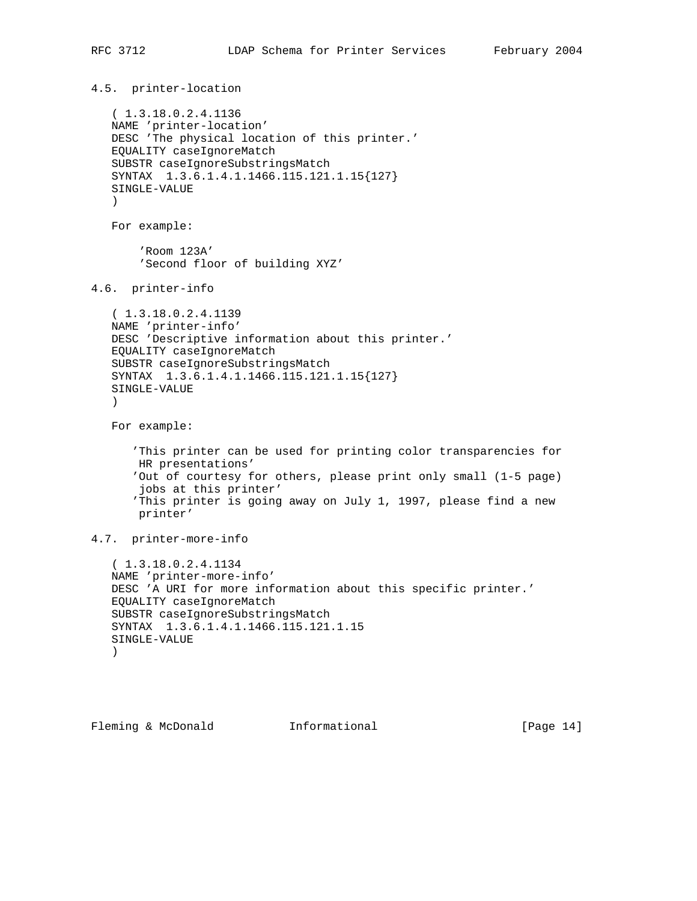### 4.5. printer-location

```
( 1.3.18.0.2.4.1136
NAME 'printer-location'
DESC 'The physical location of this printer.'
EQUALITY caseIgnoreMatch
SUBSTR caseIgnoreSubstringsMatch
SYNTAX  1.3.6.1.4.1.1466.115.121.1.15{127}
SINGLE-VALUE
)
```

For example:

```
'Room 123A'
'Second floor of building XYZ'
```

### 4.6. printer-info

```
( 1.3.18.0.2.4.1139
NAME 'printer-info'
DESC 'Descriptive information about this printer.'
EQUALITY caseIgnoreMatch
SUBSTR caseIgnoreSubstringsMatch
SYNTAX  1.3.6.1.4.1.1466.115.121.1.15{127}
SINGLE-VALUE
)
```

For example:

```
'This printer can be used for printing color transparencies for
 HR presentations'
'Out of courtesy for others, please print only small (1-5 page)
 jobs at this printer'
'This printer is going away on July 1, 1997, please find a new
 printer'
```

### 4.7. printer-more-info

```
( 1.3.18.0.2.4.1134
NAME 'printer-more-info'
DESC 'A URI for more information about this specific printer.'
EQUALITY caseIgnoreMatch
SUBSTR caseIgnoreSubstringsMatch
SYNTAX  1.3.6.1.4.1.1466.115.121.1.15
SINGLE-VALUE
)
```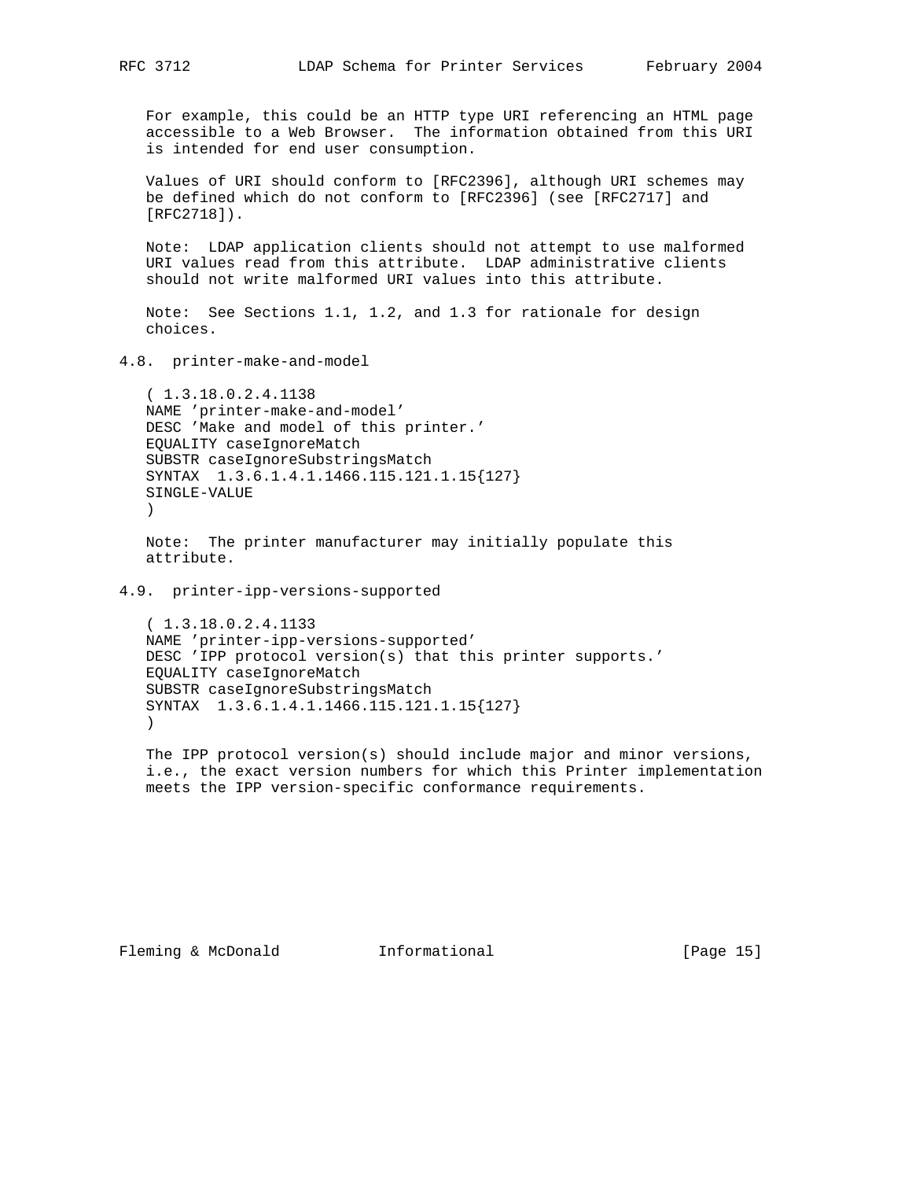For example, this could be an HTTP type URI referencing an HTML page accessible to a Web Browser. The information obtained from this URI is intended for end user consumption.

Values of URI should conform to [RFC2396], although URI schemes may be defined which do not conform to [RFC2396] (see [RFC2717] and [RFC2718]).

Note: LDAP application clients should not attempt to use malformed URI values read from this attribute. LDAP administrative clients should not write malformed URI values into this attribute.

Note: See Sections 1.1, 1.2, and 1.3 for rationale for design choices.

## 4.8. printer-make-and-model

```
( 1.3.18.0.2.4.1138
NAME 'printer-make-and-model'
DESC 'Make and model of this printer.'
EQUALITY caseIgnoreMatch
SUBSTR caseIgnoreSubstringsMatch
SYNTAX  1.3.6.1.4.1.1466.115.121.1.15{127}
SINGLE-VALUE
)
```

Note: The printer manufacturer may initially populate this attribute.

## 4.9. printer-ipp-versions-supported

```
( 1.3.18.0.2.4.1133
NAME 'printer-ipp-versions-supported'
DESC 'IPP protocol version(s) that this printer supports.'
EQUALITY caseIgnoreMatch
SUBSTR caseIgnoreSubstringsMatch
SYNTAX  1.3.6.1.4.1.1466.115.121.1.15{127}
)
```

The IPP protocol version(s) should include major and minor versions, i.e., the exact version numbers for which this Printer implementation meets the IPP version-specific conformance requirements.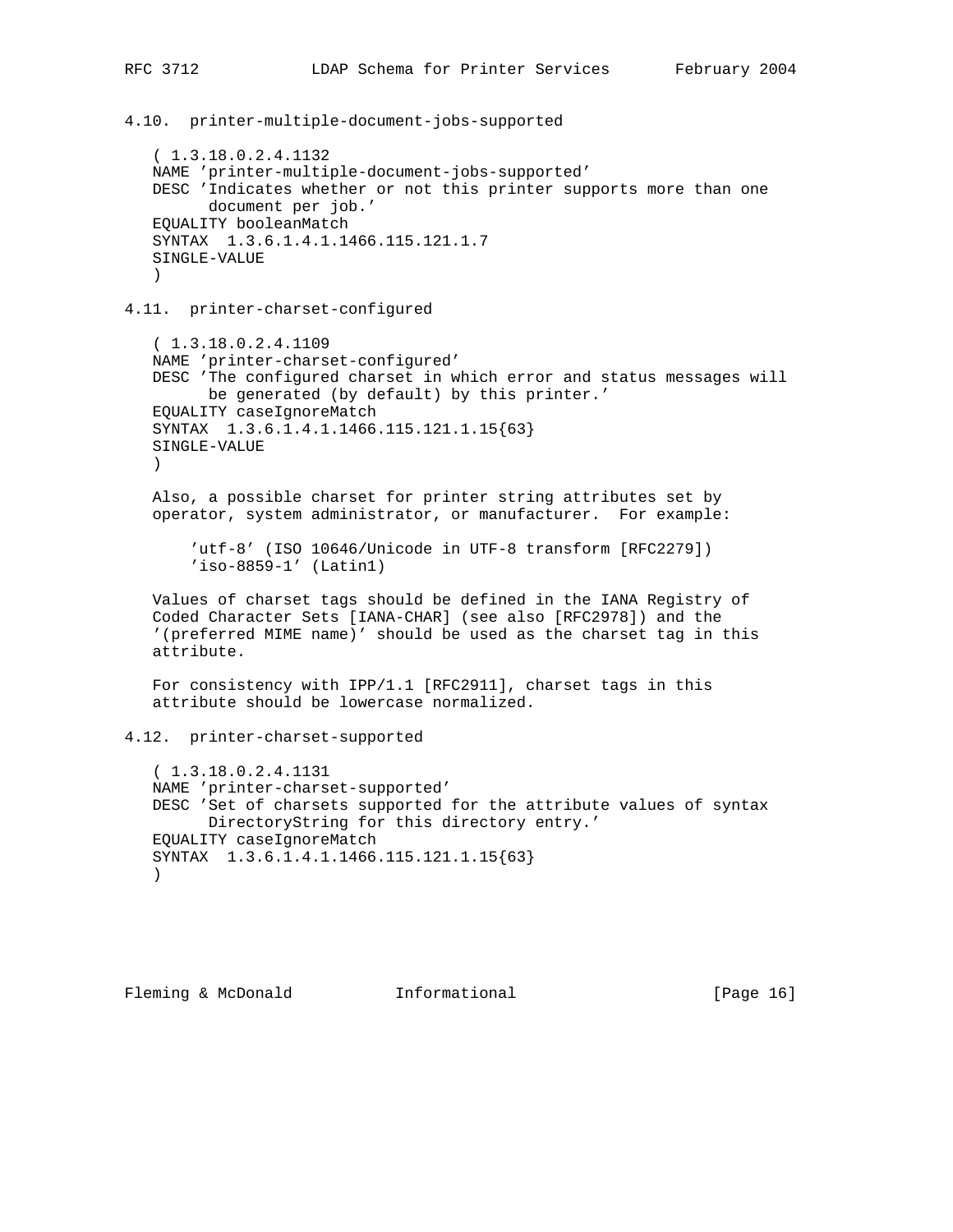### 4.10. printer-multiple-document-jobs-supported

```
( 1.3.18.0.2.4.1132
NAME 'printer-multiple-document-jobs-supported'
DESC 'Indicates whether or not this printer supports more than one
      document per job.'
EQUALITY booleanMatch
SYNTAX  1.3.6.1.4.1.1466.115.121.1.7
SINGLE-VALUE
)
```

### 4.11. printer-charset-configured

```
( 1.3.18.0.2.4.1109
NAME 'printer-charset-configured'
DESC 'The configured charset in which error and status messages will
      be generated (by default) by this printer.'
EQUALITY caseIgnoreMatch
SYNTAX  1.3.6.1.4.1.1466.115.121.1.15{63}
SINGLE-VALUE
)
```

Also, a possible charset for printer string attributes set by operator, system administrator, or manufacturer. For example:

```
'utf-8' (ISO 10646/Unicode in UTF-8 transform [RFC2279])
'iso-8859-1' (Latin1)
```

Values of charset tags should be defined in the IANA Registry of Coded Character Sets [IANA-CHAR] (see also [RFC2978]) and the '(preferred MIME name)' should be used as the charset tag in this attribute.

For consistency with IPP/1.1 [RFC2911], charset tags in this attribute should be lowercase normalized.

### 4.12. printer-charset-supported

```
( 1.3.18.0.2.4.1131
NAME 'printer-charset-supported'
DESC 'Set of charsets supported for the attribute values of syntax
      DirectoryString for this directory entry.'
EQUALITY caseIgnoreMatch
SYNTAX  1.3.6.1.4.1.1466.115.121.1.15{63}
)
```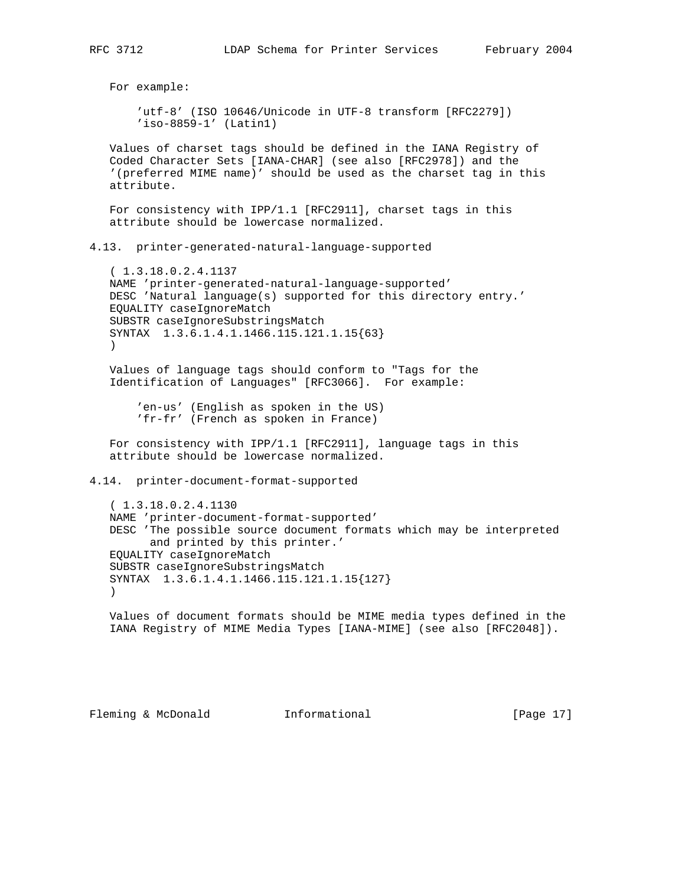For example:

```
'utf-8' (ISO 10646/Unicode in UTF-8 transform [RFC2279])
'iso-8859-1' (Latin1)
```

Values of charset tags should be defined in the IANA Registry of Coded Character Sets [IANA-CHAR] (see also [RFC2978]) and the '(preferred MIME name)' should be used as the charset tag in this attribute.

For consistency with IPP/1.1 [RFC2911], charset tags in this attribute should be lowercase normalized.

### 4.13. printer-generated-natural-language-supported

```
( 1.3.18.0.2.4.1137
NAME 'printer-generated-natural-language-supported'
DESC 'Natural language(s) supported for this directory entry.'
EQUALITY caseIgnoreMatch
SUBSTR caseIgnoreSubstringsMatch
SYNTAX  1.3.6.1.4.1.1466.115.121.1.15{63}
)
```

Values of language tags should conform to "Tags for the Identification of Languages" [RFC3066]. For example:

```
'en-us' (English as spoken in the US)
'fr-fr' (French as spoken in France)
```

For consistency with IPP/1.1 [RFC2911], language tags in this attribute should be lowercase normalized.

### 4.14. printer-document-format-supported

```
( 1.3.18.0.2.4.1130
NAME 'printer-document-format-supported'
DESC 'The possible source document formats which may be interpreted
      and printed by this printer.'
EQUALITY caseIgnoreMatch
SUBSTR caseIgnoreSubstringsMatch
SYNTAX  1.3.6.1.4.1.1466.115.121.1.15{127}
)
```

Values of document formats should be MIME media types defined in the IANA Registry of MIME Media Types [IANA-MIME] (see also [RFC2048]).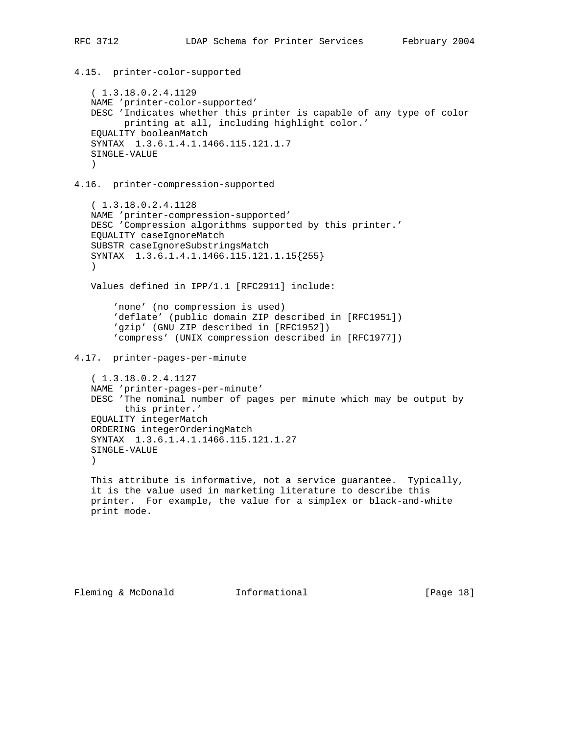### 4.15. printer-color-supported

```
( 1.3.18.0.2.4.1129
NAME 'printer-color-supported'
DESC 'Indicates whether this printer is capable of any type of color
      printing at all, including highlight color.'
EQUALITY booleanMatch
SYNTAX  1.3.6.1.4.1.1466.115.121.1.7
SINGLE-VALUE
)
```

### 4.16. printer-compression-supported

```
( 1.3.18.0.2.4.1128
NAME 'printer-compression-supported'
DESC 'Compression algorithms supported by this printer.'
EQUALITY caseIgnoreMatch
SUBSTR caseIgnoreSubstringsMatch
SYNTAX  1.3.6.1.4.1.1466.115.121.1.15{255}
)
```

Values defined in IPP/1.1 [RFC2911] include:

```
'none' (no compression is used)
'deflate' (public domain ZIP described in [RFC1951])
'gzip' (GNU ZIP described in [RFC1952])
'compress' (UNIX compression described in [RFC1977])
```

### 4.17. printer-pages-per-minute

```
( 1.3.18.0.2.4.1127
NAME 'printer-pages-per-minute'
DESC 'The nominal number of pages per minute which may be output by
      this printer.'
EQUALITY integerMatch
ORDERING integerOrderingMatch
SYNTAX  1.3.6.1.4.1.1466.115.121.1.27
SINGLE-VALUE
)
```

This attribute is informative, not a service guarantee. Typically, it is the value used in marketing literature to describe this printer. For example, the value for a simplex or black-and-white print mode.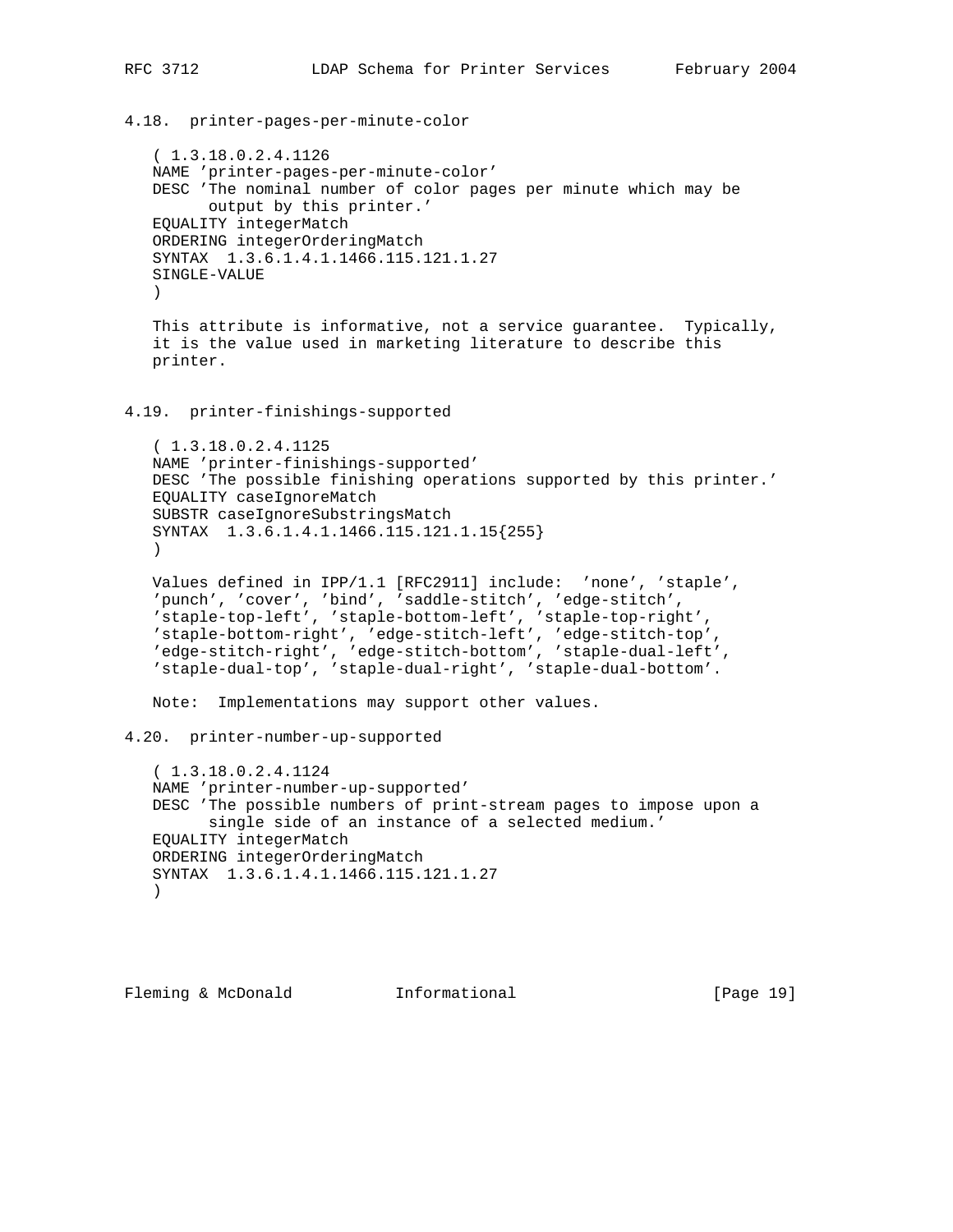### 4.18. printer-pages-per-minute-color

```
( 1.3.18.0.2.4.1126
NAME 'printer-pages-per-minute-color'
DESC 'The nominal number of color pages per minute which may be
      output by this printer.'
EQUALITY integerMatch
ORDERING integerOrderingMatch
SYNTAX  1.3.6.1.4.1.1466.115.121.1.27
SINGLE-VALUE
)
```

This attribute is informative, not a service guarantee. Typically, it is the value used in marketing literature to describe this printer.

### 4.19. printer-finishings-supported

```
( 1.3.18.0.2.4.1125
NAME 'printer-finishings-supported'
DESC 'The possible finishing operations supported by this printer.'
EQUALITY caseIgnoreMatch
SUBSTR caseIgnoreSubstringsMatch
SYNTAX  1.3.6.1.4.1.1466.115.121.1.15{255}
)
```

Values defined in IPP/1.1 [RFC2911] include: 'none', 'staple', 'punch', 'cover', 'bind', 'saddle-stitch', 'edge-stitch', 'staple-top-left', 'staple-bottom-left', 'staple-top-right', 'staple-bottom-right', 'edge-stitch-left', 'edge-stitch-top', 'edge-stitch-right', 'edge-stitch-bottom', 'staple-dual-left', 'staple-dual-top', 'staple-dual-right', 'staple-dual-bottom'.

Note: Implementations may support other values.

### 4.20. printer-number-up-supported

```
( 1.3.18.0.2.4.1124
NAME 'printer-number-up-supported'
DESC 'The possible numbers of print-stream pages to impose upon a
      single side of an instance of a selected medium.'
EQUALITY integerMatch
ORDERING integerOrderingMatch
SYNTAX  1.3.6.1.4.1.1466.115.121.1.27
)
```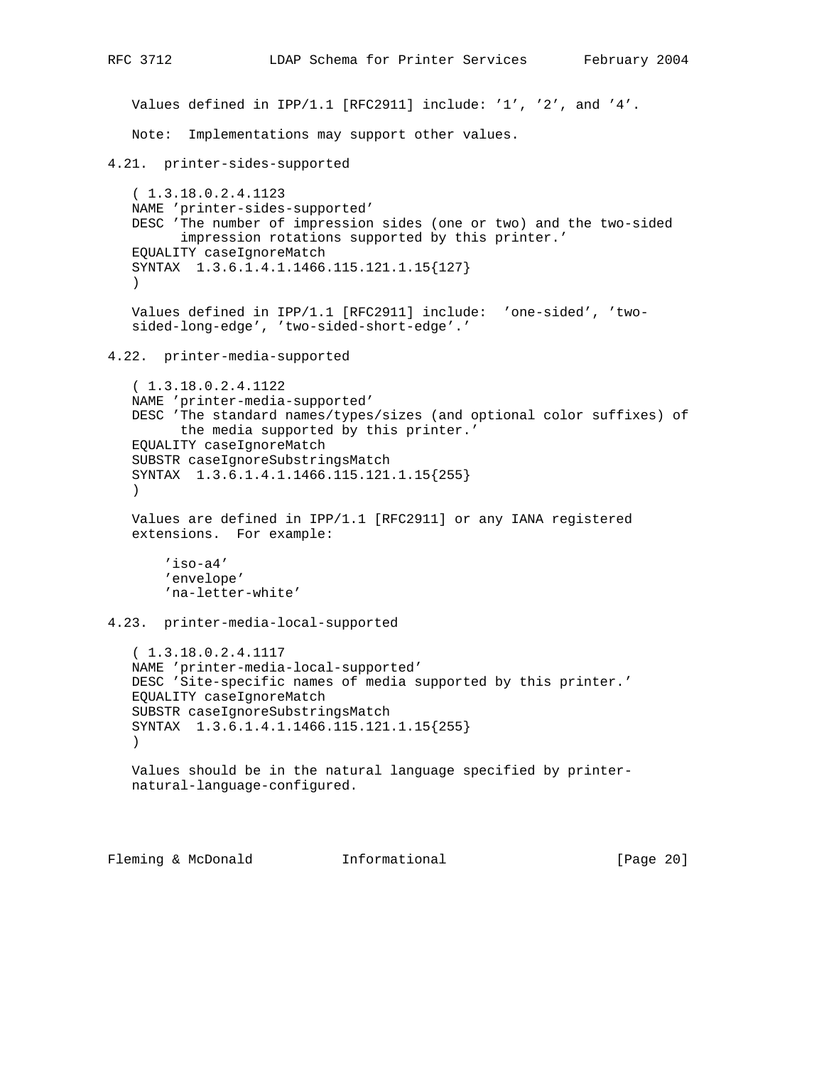Values defined in IPP/1.1 [RFC2911] include: '1', '2', and '4'.

Note: Implementations may support other values.

### 4.21. printer-sides-supported

```
( 1.3.18.0.2.4.1123
NAME 'printer-sides-supported'
DESC 'The number of impression sides (one or two) and the two-sided
      impression rotations supported by this printer.'
EQUALITY caseIgnoreMatch
SYNTAX  1.3.6.1.4.1.1466.115.121.1.15{127}
)
```

Values defined in IPP/1.1 [RFC2911] include: 'one-sided', 'two-sided-long-edge', 'two-sided-short-edge'.'

### 4.22. printer-media-supported

```
( 1.3.18.0.2.4.1122
NAME 'printer-media-supported'
DESC 'The standard names/types/sizes (and optional color suffixes) of
      the media supported by this printer.'
EQUALITY caseIgnoreMatch
SUBSTR caseIgnoreSubstringsMatch
SYNTAX  1.3.6.1.4.1.1466.115.121.1.15{255}
)
```

Values are defined in IPP/1.1 [RFC2911] or any IANA registered extensions. For example:

```
'iso-a4'
'envelope'
'na-letter-white'
```

### 4.23. printer-media-local-supported

```
( 1.3.18.0.2.4.1117
NAME 'printer-media-local-supported'
DESC 'Site-specific names of media supported by this printer.'
EQUALITY caseIgnoreMatch
SUBSTR caseIgnoreSubstringsMatch
SYNTAX  1.3.6.1.4.1.1466.115.121.1.15{255}
)
```

Values should be in the natural language specified by printer-natural-language-configured.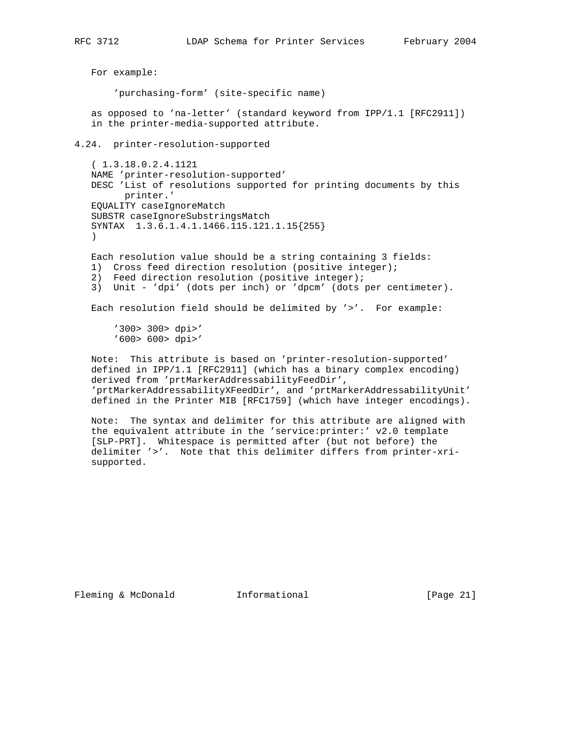For example:

    'purchasing-form' (site-specific name)

as opposed to 'na-letter' (standard keyword from IPP/1.1 [RFC2911]) in the printer-media-supported attribute.

## 4.24. printer-resolution-supported

```
( 1.3.18.0.2.4.1121
NAME 'printer-resolution-supported'
DESC 'List of resolutions supported for printing documents by this
      printer.'
EQUALITY caseIgnoreMatch
SUBSTR caseIgnoreSubstringsMatch
SYNTAX  1.3.6.1.4.1.1466.115.121.1.15{255}
)
```

Each resolution value should be a string containing 3 fields:

1) Cross feed direction resolution (positive integer);
2) Feed direction resolution (positive integer);
3) Unit - 'dpi' (dots per inch) or 'dpcm' (dots per centimeter).

Each resolution field should be delimited by '>'. For example:

    '300> 300> dpi>'
    '600> 600> dpi>'

Note: This attribute is based on 'printer-resolution-supported' defined in IPP/1.1 [RFC2911] (which has a binary complex encoding) derived from 'prtMarkerAddressabilityFeedDir', 'prtMarkerAddressabilityXFeedDir', and 'prtMarkerAddressabilityUnit' defined in the Printer MIB [RFC1759] (which have integer encodings).

Note: The syntax and delimiter for this attribute are aligned with the equivalent attribute in the 'service:printer:' v2.0 template [SLP-PRT]. Whitespace is permitted after (but not before) the delimiter '>'. Note that this delimiter differs from printer-xri-supported.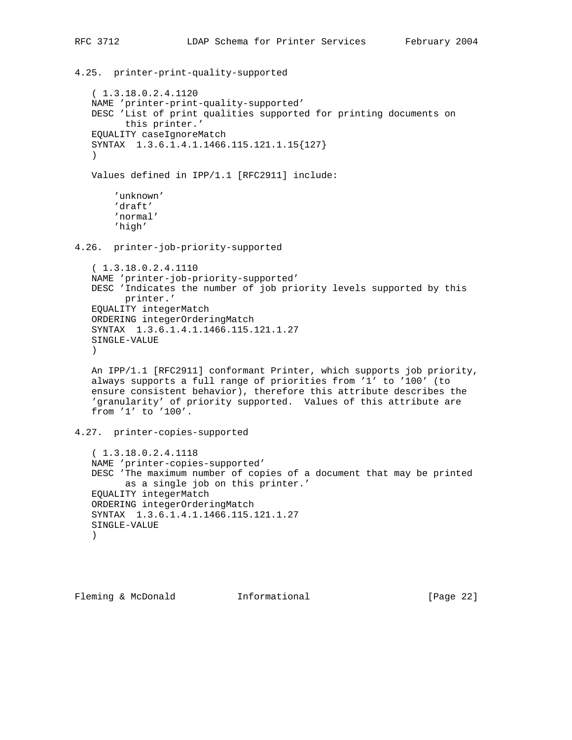### 4.25. printer-print-quality-supported

```
( 1.3.18.0.2.4.1120
NAME 'printer-print-quality-supported'
DESC 'List of print qualities supported for printing documents on
      this printer.'
EQUALITY caseIgnoreMatch
SYNTAX  1.3.6.1.4.1.1466.115.121.1.15{127}
)
```

Values defined in IPP/1.1 [RFC2911] include:

```
'unknown'
'draft'
'normal'
'high'
```

### 4.26. printer-job-priority-supported

```
( 1.3.18.0.2.4.1110
NAME 'printer-job-priority-supported'
DESC 'Indicates the number of job priority levels supported by this
      printer.'
EQUALITY integerMatch
ORDERING integerOrderingMatch
SYNTAX  1.3.6.1.4.1.1466.115.121.1.27
SINGLE-VALUE
)
```

An IPP/1.1 [RFC2911] conformant Printer, which supports job priority, always supports a full range of priorities from '1' to '100' (to ensure consistent behavior), therefore this attribute describes the 'granularity' of priority supported. Values of this attribute are from '1' to '100'.

### 4.27. printer-copies-supported

```
( 1.3.18.0.2.4.1118
NAME 'printer-copies-supported'
DESC 'The maximum number of copies of a document that may be printed
      as a single job on this printer.'
EQUALITY integerMatch
ORDERING integerOrderingMatch
SYNTAX  1.3.6.1.4.1.1466.115.121.1.27
SINGLE-VALUE
)
```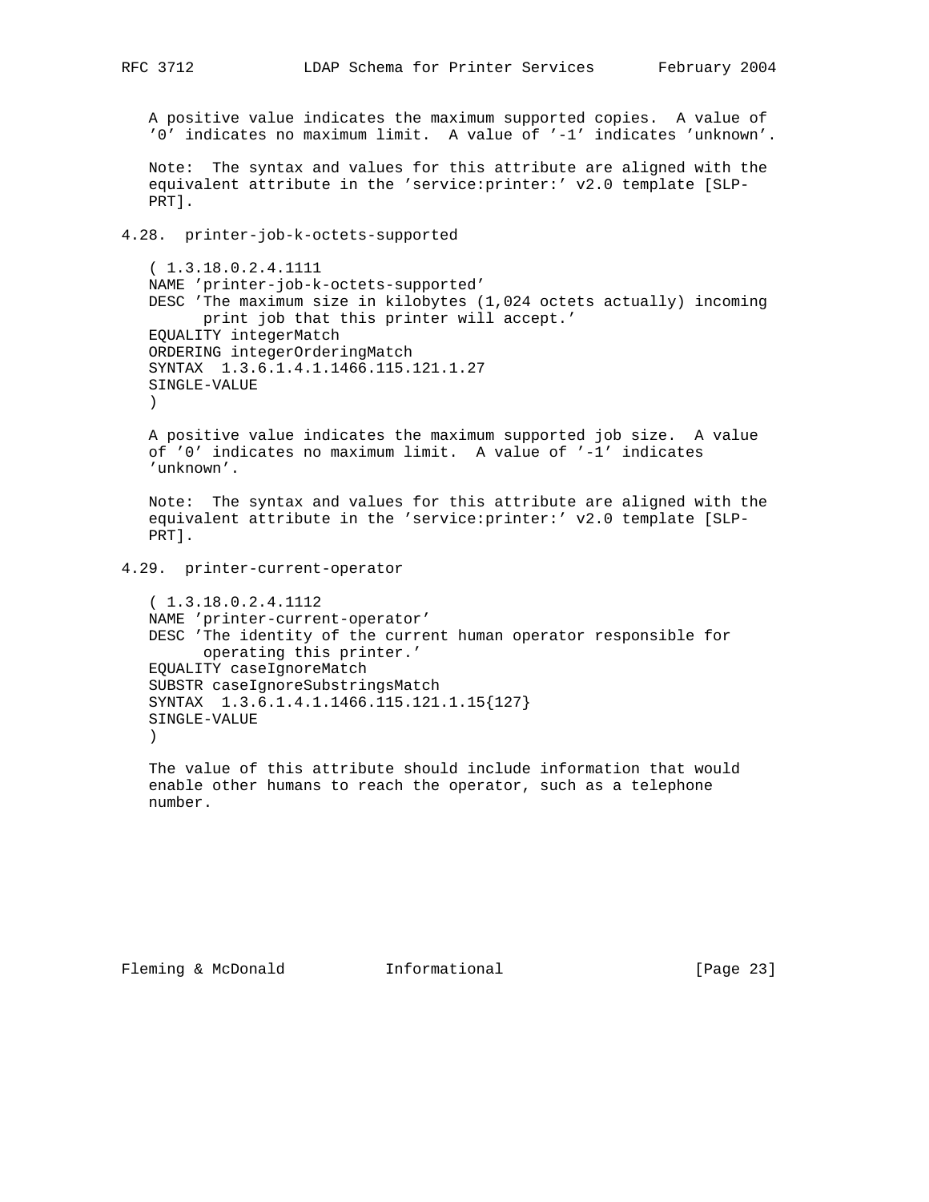A positive value indicates the maximum supported copies. A value of '0' indicates no maximum limit. A value of '-1' indicates 'unknown'.

Note: The syntax and values for this attribute are aligned with the equivalent attribute in the 'service:printer:' v2.0 template [SLP-PRT].

## 4.28. printer-job-k-octets-supported

```
( 1.3.18.0.2.4.1111
NAME 'printer-job-k-octets-supported'
DESC 'The maximum size in kilobytes (1,024 octets actually) incoming
      print job that this printer will accept.'
EQUALITY integerMatch
ORDERING integerOrderingMatch
SYNTAX  1.3.6.1.4.1.1466.115.121.1.27
SINGLE-VALUE
)
```

A positive value indicates the maximum supported job size. A value of '0' indicates no maximum limit. A value of '-1' indicates 'unknown'.

Note: The syntax and values for this attribute are aligned with the equivalent attribute in the 'service:printer:' v2.0 template [SLP-PRT].

## 4.29. printer-current-operator

```
( 1.3.18.0.2.4.1112
NAME 'printer-current-operator'
DESC 'The identity of the current human operator responsible for
      operating this printer.'
EQUALITY caseIgnoreMatch
SUBSTR caseIgnoreSubstringsMatch
SYNTAX  1.3.6.1.4.1.1466.115.121.1.15{127}
SINGLE-VALUE
)
```

The value of this attribute should include information that would enable other humans to reach the operator, such as a telephone number.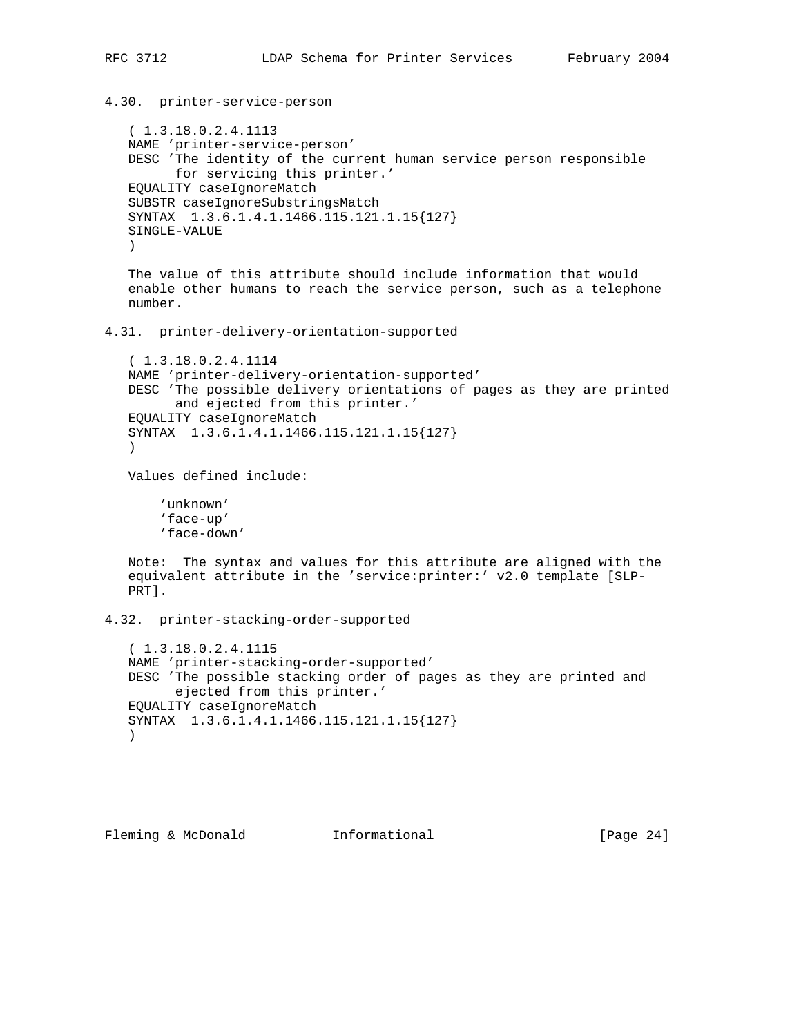### 4.30. printer-service-person

```
( 1.3.18.0.2.4.1113
NAME 'printer-service-person'
DESC 'The identity of the current human service person responsible
      for servicing this printer.'
EQUALITY caseIgnoreMatch
SUBSTR caseIgnoreSubstringsMatch
SYNTAX  1.3.6.1.4.1.1466.115.121.1.15{127}
SINGLE-VALUE
)
```

The value of this attribute should include information that would enable other humans to reach the service person, such as a telephone number.

### 4.31. printer-delivery-orientation-supported

```
( 1.3.18.0.2.4.1114
NAME 'printer-delivery-orientation-supported'
DESC 'The possible delivery orientations of pages as they are printed
      and ejected from this printer.'
EQUALITY caseIgnoreMatch
SYNTAX  1.3.6.1.4.1.1466.115.121.1.15{127}
)
```

Values defined include:

```
'unknown'
'face-up'
'face-down'
```

Note: The syntax and values for this attribute are aligned with the equivalent attribute in the 'service:printer:' v2.0 template [SLP-PRT].

### 4.32. printer-stacking-order-supported

```
( 1.3.18.0.2.4.1115
NAME 'printer-stacking-order-supported'
DESC 'The possible stacking order of pages as they are printed and
      ejected from this printer.'
EQUALITY caseIgnoreMatch
SYNTAX  1.3.6.1.4.1.1466.115.121.1.15{127}
)
```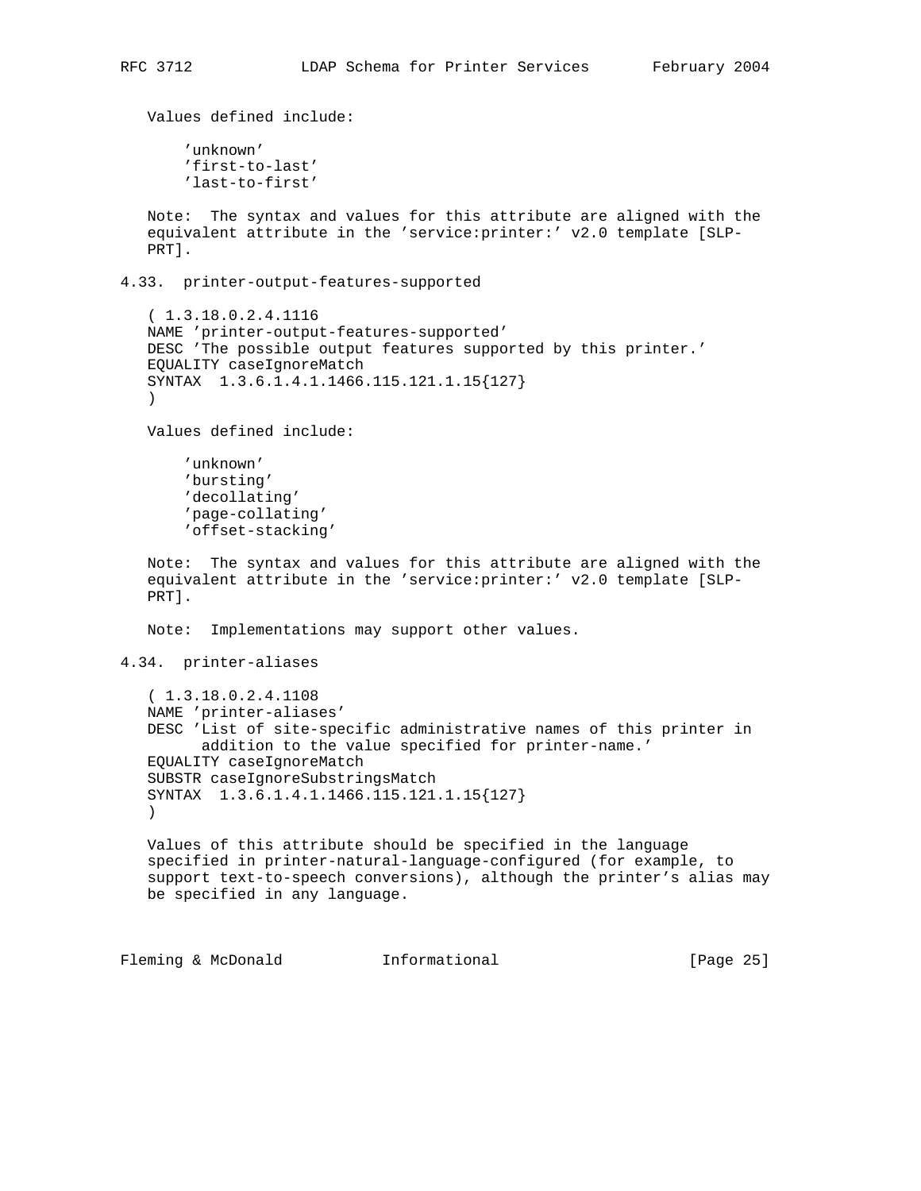Values defined include:

```
'unknown'
'first-to-last'
'last-to-first'
```

Note: The syntax and values for this attribute are aligned with the equivalent attribute in the 'service:printer:' v2.0 template [SLP-PRT].

## 4.33. printer-output-features-supported

```
( 1.3.18.0.2.4.1116
NAME 'printer-output-features-supported'
DESC 'The possible output features supported by this printer.'
EQUALITY caseIgnoreMatch
SYNTAX  1.3.6.1.4.1.1466.115.121.1.15{127}
)
```

Values defined include:

```
'unknown'
'bursting'
'decollating'
'page-collating'
'offset-stacking'
```

Note: The syntax and values for this attribute are aligned with the equivalent attribute in the 'service:printer:' v2.0 template [SLP-PRT].

Note: Implementations may support other values.

## 4.34. printer-aliases

```
( 1.3.18.0.2.4.1108
NAME 'printer-aliases'
DESC 'List of site-specific administrative names of this printer in
      addition to the value specified for printer-name.'
EQUALITY caseIgnoreMatch
SUBSTR caseIgnoreSubstringsMatch
SYNTAX  1.3.6.1.4.1.1466.115.121.1.15{127}
)
```

Values of this attribute should be specified in the language specified in printer-natural-language-configured (for example, to support text-to-speech conversions), although the printer's alias may be specified in any language.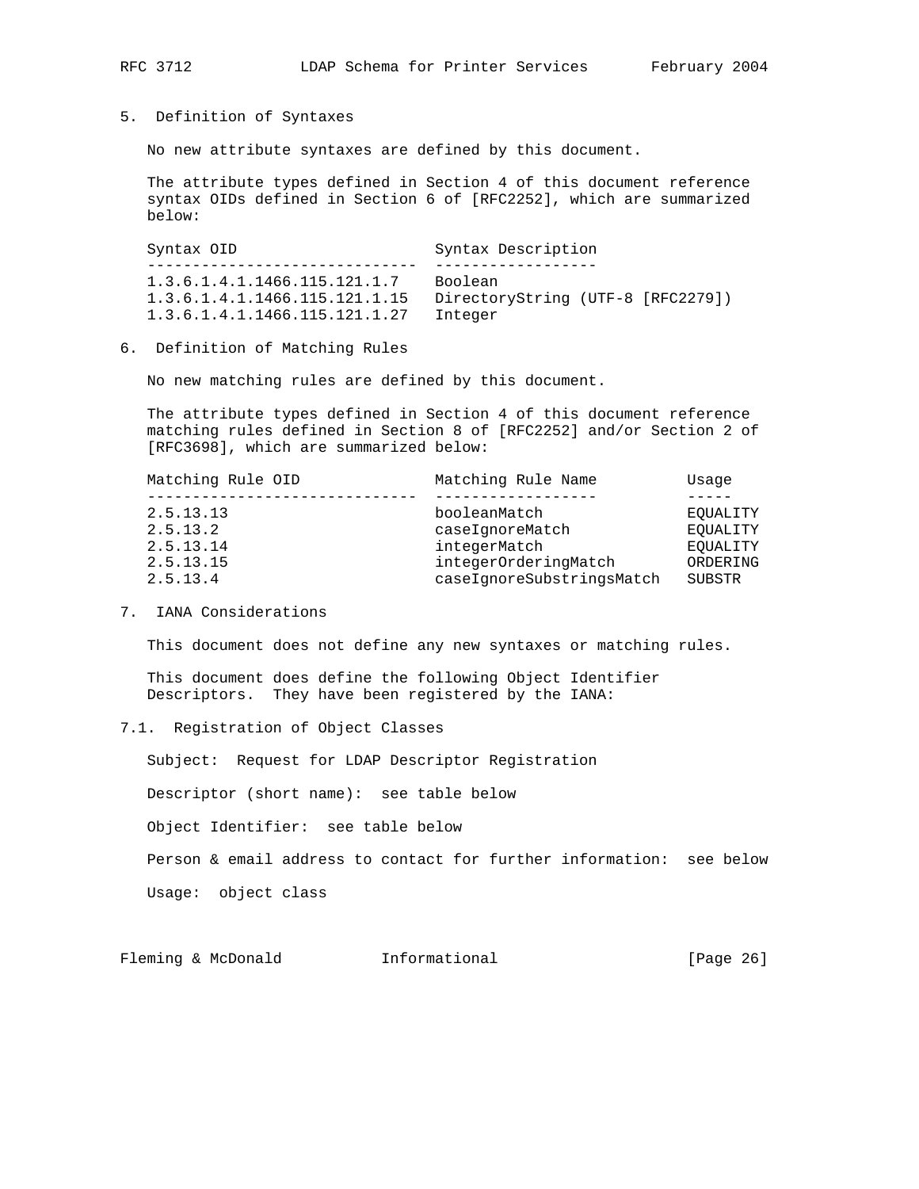## 5. Definition of Syntaxes

No new attribute syntaxes are defined by this document.

The attribute types defined in Section 4 of this document reference syntax OIDs defined in Section 6 of [RFC2252], which are summarized below:

| Syntax OID | Syntax Description |
|---|---|
| 1.3.6.1.4.1.1466.115.121.1.7 | Boolean |
| 1.3.6.1.4.1.1466.115.121.1.15 | DirectoryString (UTF-8 [RFC2279]) |
| 1.3.6.1.4.1.1466.115.121.1.27 | Integer |

## 6. Definition of Matching Rules

No new matching rules are defined by this document.

The attribute types defined in Section 4 of this document reference matching rules defined in Section 8 of [RFC2252] and/or Section 2 of [RFC3698], which are summarized below:

| Matching Rule OID | Matching Rule Name | Usage |
|---|---|---|
| 2.5.13.13 | booleanMatch | EQUALITY |
| 2.5.13.2 | caseIgnoreMatch | EQUALITY |
| 2.5.13.14 | integerMatch | EQUALITY |
| 2.5.13.15 | integerOrderingMatch | ORDERING |
| 2.5.13.4 | caseIgnoreSubstringsMatch | SUBSTR |

## 7. IANA Considerations

This document does not define any new syntaxes or matching rules.

This document does define the following Object Identifier Descriptors. They have been registered by the IANA:

### 7.1. Registration of Object Classes

Subject: Request for LDAP Descriptor Registration

Descriptor (short name): see table below

Object Identifier: see table below

Person & email address to contact for further information: see below

Usage: object class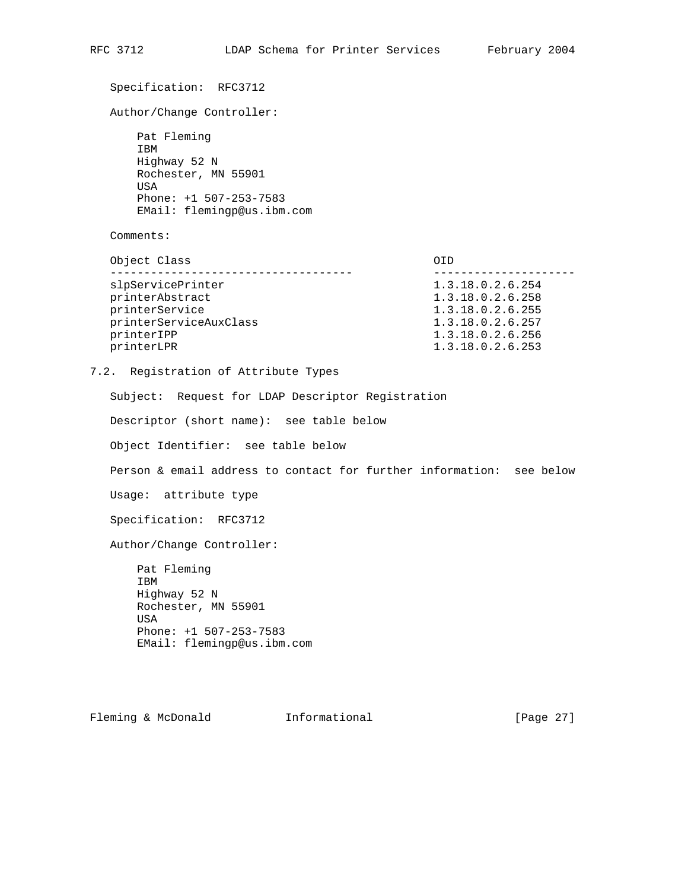Specification: RFC3712

Author/Change Controller:

Pat Fleming
IBM
Highway 52 N
Rochester, MN 55901
USA
Phone: +1 507-253-7583
EMail: flemingp@us.ibm.com

Comments:

| Object Class | OID |
| --- | --- |
| slpServicePrinter | 1.3.18.0.2.6.254 |
| printerAbstract | 1.3.18.0.2.6.258 |
| printerService | 1.3.18.0.2.6.255 |
| printerServiceAuxClass | 1.3.18.0.2.6.257 |
| printerIPP | 1.3.18.0.2.6.256 |
| printerLPR | 1.3.18.0.2.6.253 |

### 7.2. Registration of Attribute Types

Subject: Request for LDAP Descriptor Registration

Descriptor (short name): see table below

Object Identifier: see table below

Person & email address to contact for further information: see below

Usage: attribute type

Specification: RFC3712

Author/Change Controller:

Pat Fleming
IBM
Highway 52 N
Rochester, MN 55901
USA
Phone: +1 507-253-7583
EMail: flemingp@us.ibm.com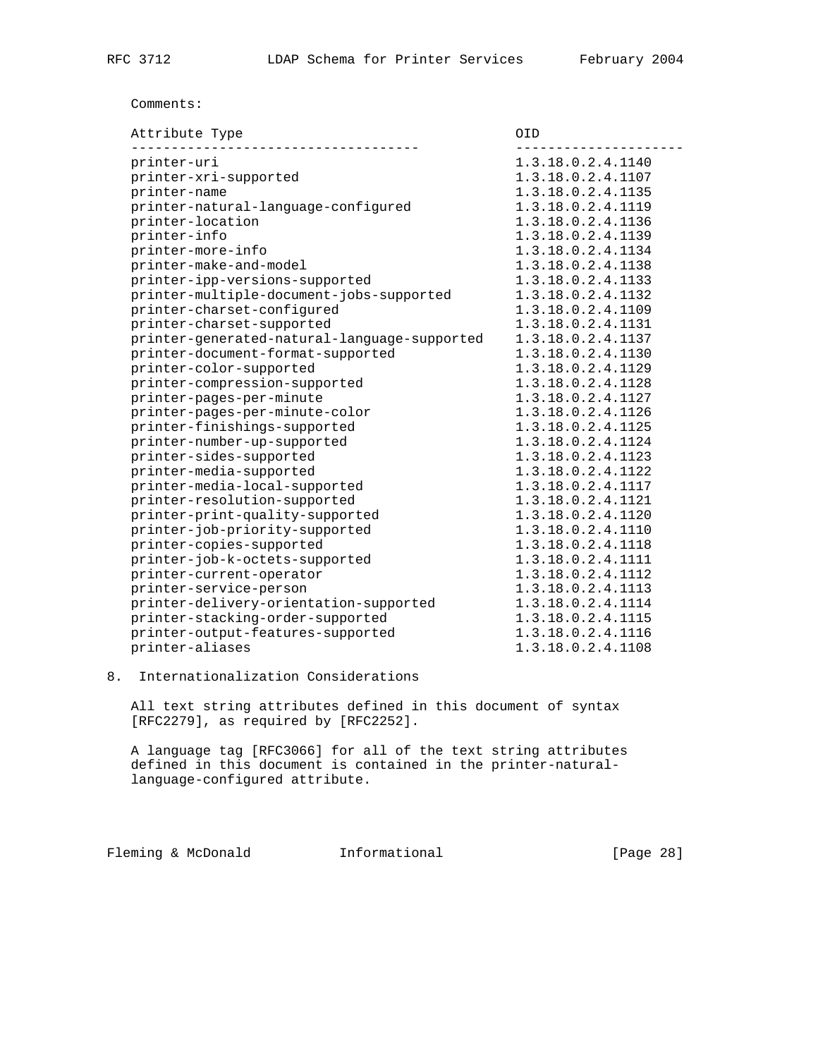Comments:

| Attribute Type | OID |
| --- | --- |
| printer-uri | 1.3.18.0.2.4.1140 |
| printer-xri-supported | 1.3.18.0.2.4.1107 |
| printer-name | 1.3.18.0.2.4.1135 |
| printer-natural-language-configured | 1.3.18.0.2.4.1119 |
| printer-location | 1.3.18.0.2.4.1136 |
| printer-info | 1.3.18.0.2.4.1139 |
| printer-more-info | 1.3.18.0.2.4.1134 |
| printer-make-and-model | 1.3.18.0.2.4.1138 |
| printer-ipp-versions-supported | 1.3.18.0.2.4.1133 |
| printer-multiple-document-jobs-supported | 1.3.18.0.2.4.1132 |
| printer-charset-configured | 1.3.18.0.2.4.1109 |
| printer-charset-supported | 1.3.18.0.2.4.1131 |
| printer-generated-natural-language-supported | 1.3.18.0.2.4.1137 |
| printer-document-format-supported | 1.3.18.0.2.4.1130 |
| printer-color-supported | 1.3.18.0.2.4.1129 |
| printer-compression-supported | 1.3.18.0.2.4.1128 |
| printer-pages-per-minute | 1.3.18.0.2.4.1127 |
| printer-pages-per-minute-color | 1.3.18.0.2.4.1126 |
| printer-finishings-supported | 1.3.18.0.2.4.1125 |
| printer-number-up-supported | 1.3.18.0.2.4.1124 |
| printer-sides-supported | 1.3.18.0.2.4.1123 |
| printer-media-supported | 1.3.18.0.2.4.1122 |
| printer-media-local-supported | 1.3.18.0.2.4.1117 |
| printer-resolution-supported | 1.3.18.0.2.4.1121 |
| printer-print-quality-supported | 1.3.18.0.2.4.1120 |
| printer-job-priority-supported | 1.3.18.0.2.4.1110 |
| printer-copies-supported | 1.3.18.0.2.4.1118 |
| printer-job-k-octets-supported | 1.3.18.0.2.4.1111 |
| printer-current-operator | 1.3.18.0.2.4.1112 |
| printer-service-person | 1.3.18.0.2.4.1113 |
| printer-delivery-orientation-supported | 1.3.18.0.2.4.1114 |
| printer-stacking-order-supported | 1.3.18.0.2.4.1115 |
| printer-output-features-supported | 1.3.18.0.2.4.1116 |
| printer-aliases | 1.3.18.0.2.4.1108 |

## 8. Internationalization Considerations

All text string attributes defined in this document of syntax [RFC2279], as required by [RFC2252].

A language tag [RFC3066] for all of the text string attributes defined in this document is contained in the printer-natural-language-configured attribute.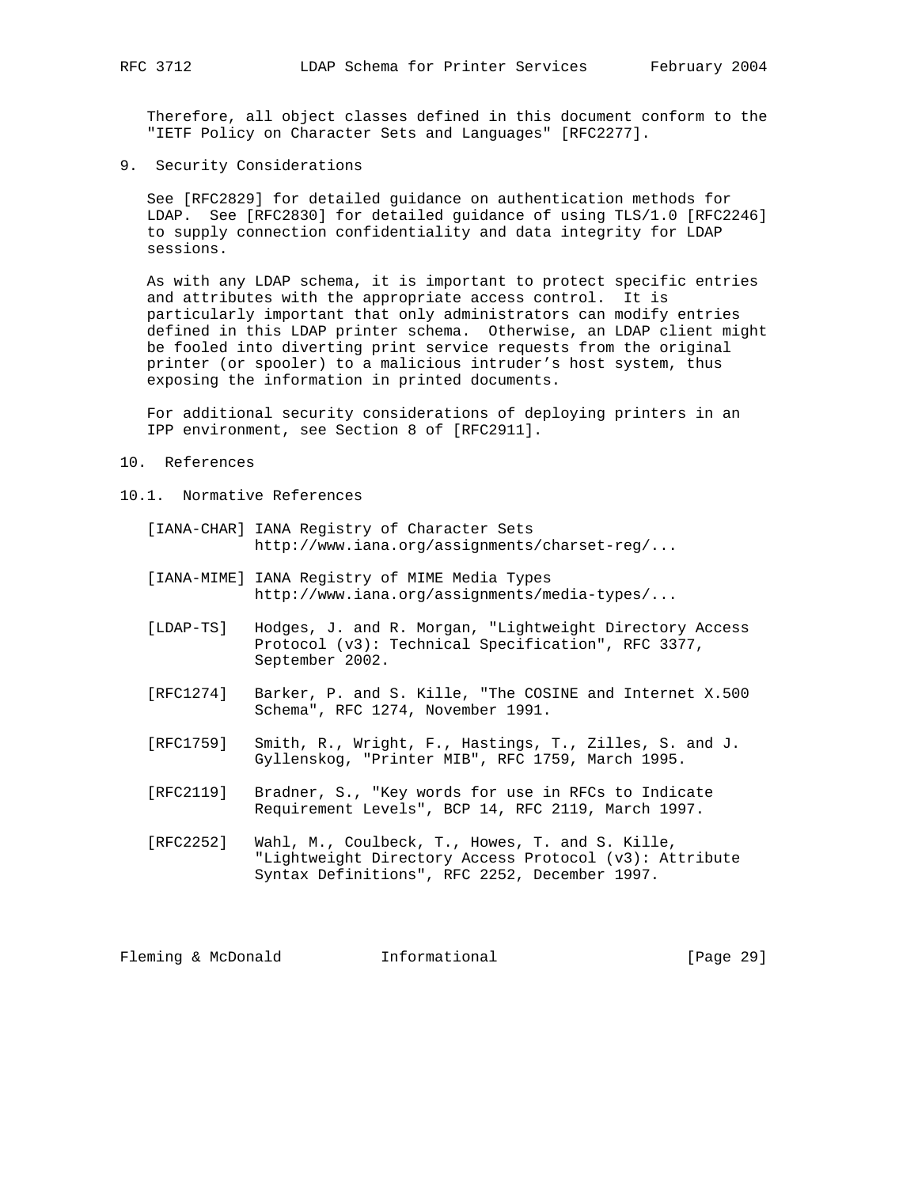Therefore, all object classes defined in this document conform to the "IETF Policy on Character Sets and Languages" [RFC2277].

## 9. Security Considerations

See [RFC2829] for detailed guidance on authentication methods for LDAP. See [RFC2830] for detailed guidance of using TLS/1.0 [RFC2246] to supply connection confidentiality and data integrity for LDAP sessions.

As with any LDAP schema, it is important to protect specific entries and attributes with the appropriate access control. It is particularly important that only administrators can modify entries defined in this LDAP printer schema. Otherwise, an LDAP client might be fooled into diverting print service requests from the original printer (or spooler) to a malicious intruder's host system, thus exposing the information in printed documents.

For additional security considerations of deploying printers in an IPP environment, see Section 8 of [RFC2911].

## 10. References

### 10.1. Normative References

[IANA-CHAR] IANA Registry of Character Sets http://www.iana.org/assignments/charset-reg/...

[IANA-MIME] IANA Registry of MIME Media Types http://www.iana.org/assignments/media-types/...

[LDAP-TS] Hodges, J. and R. Morgan, "Lightweight Directory Access Protocol (v3): Technical Specification", RFC 3377, September 2002.

[RFC1274] Barker, P. and S. Kille, "The COSINE and Internet X.500 Schema", RFC 1274, November 1991.

[RFC1759] Smith, R., Wright, F., Hastings, T., Zilles, S. and J. Gyllenskog, "Printer MIB", RFC 1759, March 1995.

[RFC2119] Bradner, S., "Key words for use in RFCs to Indicate Requirement Levels", BCP 14, RFC 2119, March 1997.

[RFC2252] Wahl, M., Coulbeck, T., Howes, T. and S. Kille, "Lightweight Directory Access Protocol (v3): Attribute Syntax Definitions", RFC 2252, December 1997.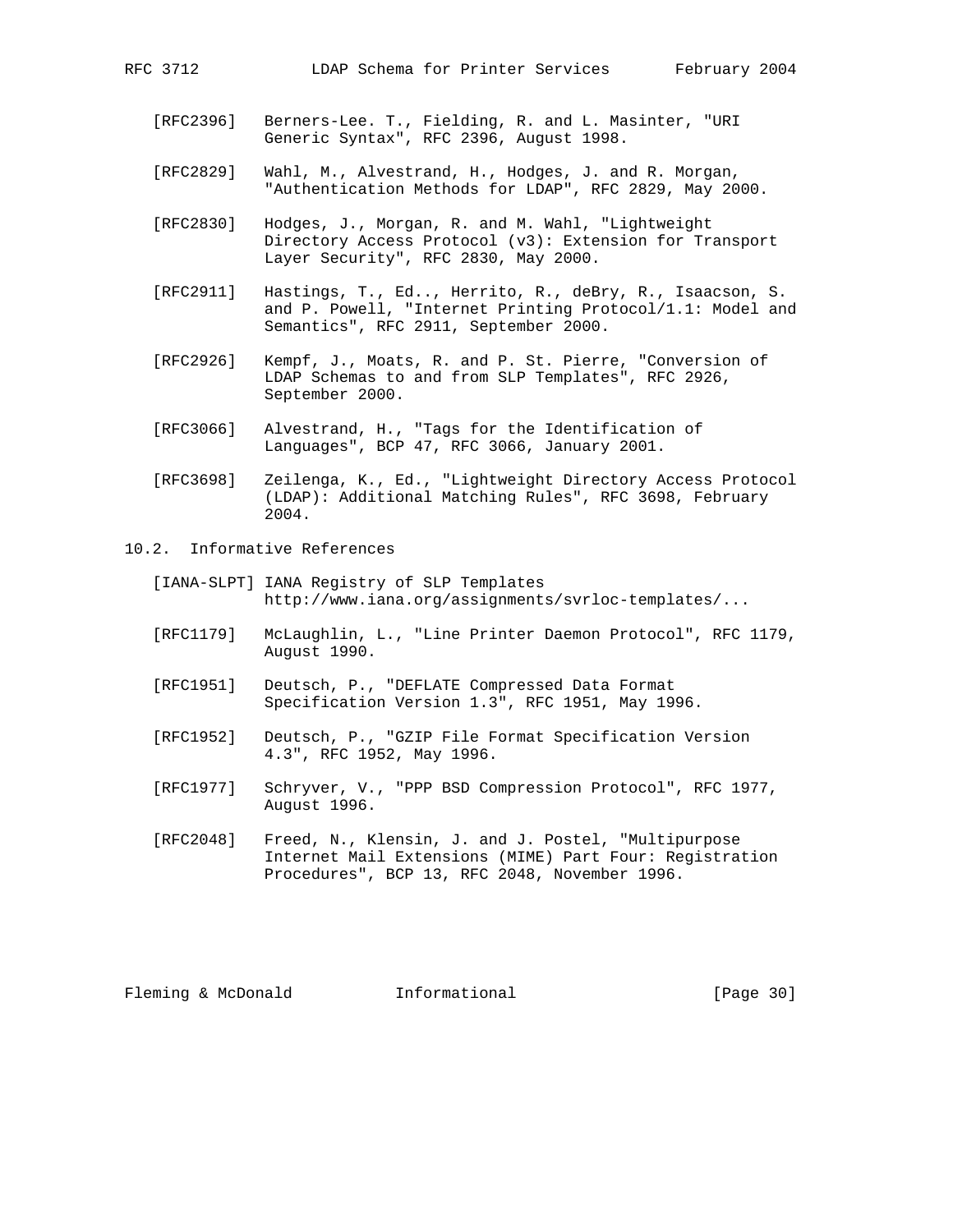[RFC2396] Berners-Lee. T., Fielding, R. and L. Masinter, "URI Generic Syntax", RFC 2396, August 1998.

[RFC2829] Wahl, M., Alvestrand, H., Hodges, J. and R. Morgan, "Authentication Methods for LDAP", RFC 2829, May 2000.

[RFC2830] Hodges, J., Morgan, R. and M. Wahl, "Lightweight Directory Access Protocol (v3): Extension for Transport Layer Security", RFC 2830, May 2000.

[RFC2911] Hastings, T., Ed.., Herrito, R., deBry, R., Isaacson, S. and P. Powell, "Internet Printing Protocol/1.1: Model and Semantics", RFC 2911, September 2000.

[RFC2926] Kempf, J., Moats, R. and P. St. Pierre, "Conversion of LDAP Schemas to and from SLP Templates", RFC 2926, September 2000.

[RFC3066] Alvestrand, H., "Tags for the Identification of Languages", BCP 47, RFC 3066, January 2001.

[RFC3698] Zeilenga, K., Ed., "Lightweight Directory Access Protocol (LDAP): Additional Matching Rules", RFC 3698, February 2004.

## 10.2. Informative References

[IANA-SLPT] IANA Registry of SLP Templates http://www.iana.org/assignments/svrloc-templates/...

[RFC1179] McLaughlin, L., "Line Printer Daemon Protocol", RFC 1179, August 1990.

[RFC1951] Deutsch, P., "DEFLATE Compressed Data Format Specification Version 1.3", RFC 1951, May 1996.

[RFC1952] Deutsch, P., "GZIP File Format Specification Version 4.3", RFC 1952, May 1996.

[RFC1977] Schryver, V., "PPP BSD Compression Protocol", RFC 1977, August 1996.

[RFC2048] Freed, N., Klensin, J. and J. Postel, "Multipurpose Internet Mail Extensions (MIME) Part Four: Registration Procedures", BCP 13, RFC 2048, November 1996.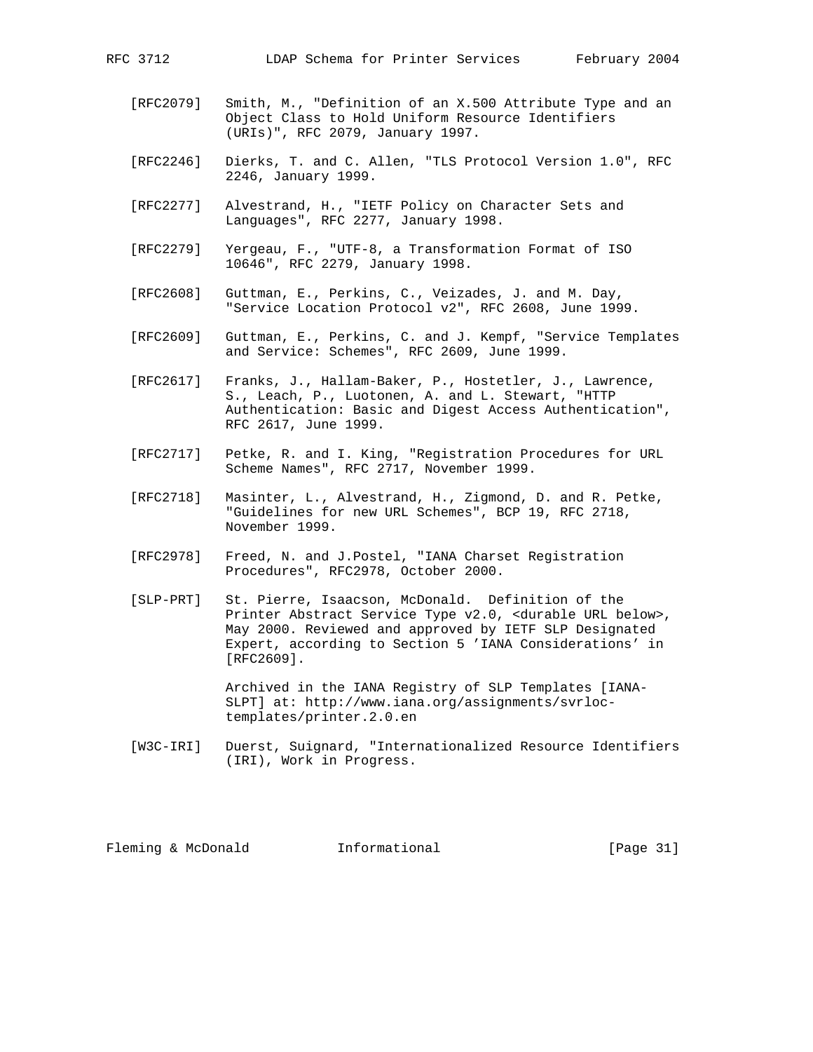[RFC2079] Smith, M., "Definition of an X.500 Attribute Type and an Object Class to Hold Uniform Resource Identifiers (URIs)", RFC 2079, January 1997.

[RFC2246] Dierks, T. and C. Allen, "TLS Protocol Version 1.0", RFC 2246, January 1999.

[RFC2277] Alvestrand, H., "IETF Policy on Character Sets and Languages", RFC 2277, January 1998.

[RFC2279] Yergeau, F., "UTF-8, a Transformation Format of ISO 10646", RFC 2279, January 1998.

[RFC2608] Guttman, E., Perkins, C., Veizades, J. and M. Day, "Service Location Protocol v2", RFC 2608, June 1999.

[RFC2609] Guttman, E., Perkins, C. and J. Kempf, "Service Templates and Service: Schemes", RFC 2609, June 1999.

[RFC2617] Franks, J., Hallam-Baker, P., Hostetler, J., Lawrence, S., Leach, P., Luotonen, A. and L. Stewart, "HTTP Authentication: Basic and Digest Access Authentication", RFC 2617, June 1999.

[RFC2717] Petke, R. and I. King, "Registration Procedures for URL Scheme Names", RFC 2717, November 1999.

[RFC2718] Masinter, L., Alvestrand, H., Zigmond, D. and R. Petke, "Guidelines for new URL Schemes", BCP 19, RFC 2718, November 1999.

[RFC2978] Freed, N. and J.Postel, "IANA Charset Registration Procedures", RFC2978, October 2000.

[SLP-PRT] St. Pierre, Isaacson, McDonald. Definition of the Printer Abstract Service Type v2.0, <durable URL below>, May 2000. Reviewed and approved by IETF SLP Designated Expert, according to Section 5 'IANA Considerations' in [RFC2609].

Archived in the IANA Registry of SLP Templates [IANA-SLPT] at: http://www.iana.org/assignments/svrloc-templates/printer.2.0.en

[W3C-IRI] Duerst, Suignard, "Internationalized Resource Identifiers (IRI), Work in Progress.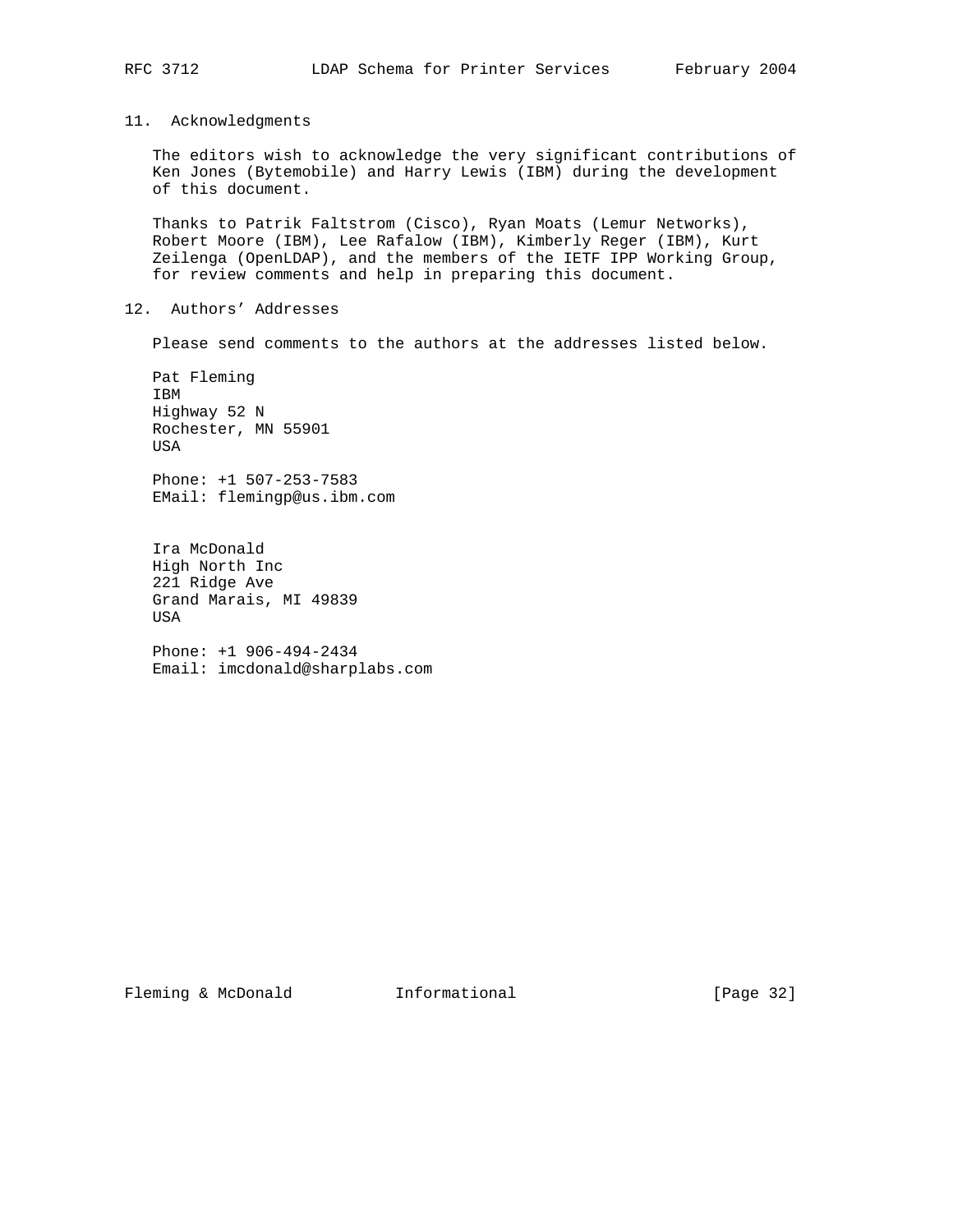## 11. Acknowledgments

The editors wish to acknowledge the very significant contributions of Ken Jones (Bytemobile) and Harry Lewis (IBM) during the development of this document.

Thanks to Patrik Faltstrom (Cisco), Ryan Moats (Lemur Networks), Robert Moore (IBM), Lee Rafalow (IBM), Kimberly Reger (IBM), Kurt Zeilenga (OpenLDAP), and the members of the IETF IPP Working Group, for review comments and help in preparing this document.

## 12. Authors' Addresses

Please send comments to the authors at the addresses listed below.

Pat Fleming
IBM
Highway 52 N
Rochester, MN 55901
USA

Phone: +1 507-253-7583
EMail: flemingp@us.ibm.com

Ira McDonald
High North Inc
221 Ridge Ave
Grand Marais, MI 49839
USA

Phone: +1 906-494-2434
Email: imcdonald@sharplabs.com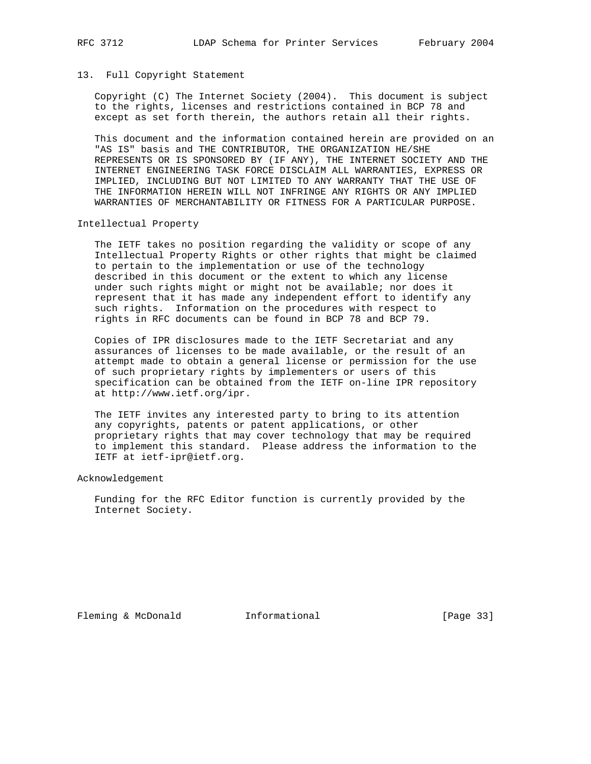## 13. Full Copyright Statement

Copyright (C) The Internet Society (2004). This document is subject to the rights, licenses and restrictions contained in BCP 78 and except as set forth therein, the authors retain all their rights.

This document and the information contained herein are provided on an "AS IS" basis and THE CONTRIBUTOR, THE ORGANIZATION HE/SHE REPRESENTS OR IS SPONSORED BY (IF ANY), THE INTERNET SOCIETY AND THE INTERNET ENGINEERING TASK FORCE DISCLAIM ALL WARRANTIES, EXPRESS OR IMPLIED, INCLUDING BUT NOT LIMITED TO ANY WARRANTY THAT THE USE OF THE INFORMATION HEREIN WILL NOT INFRINGE ANY RIGHTS OR ANY IMPLIED WARRANTIES OF MERCHANTABILITY OR FITNESS FOR A PARTICULAR PURPOSE.

### Intellectual Property

The IETF takes no position regarding the validity or scope of any Intellectual Property Rights or other rights that might be claimed to pertain to the implementation or use of the technology described in this document or the extent to which any license under such rights might or might not be available; nor does it represent that it has made any independent effort to identify any such rights. Information on the procedures with respect to rights in RFC documents can be found in BCP 78 and BCP 79.

Copies of IPR disclosures made to the IETF Secretariat and any assurances of licenses to be made available, or the result of an attempt made to obtain a general license or permission for the use of such proprietary rights by implementers or users of this specification can be obtained from the IETF on-line IPR repository at http://www.ietf.org/ipr.

The IETF invites any interested party to bring to its attention any copyrights, patents or patent applications, or other proprietary rights that may cover technology that may be required to implement this standard. Please address the information to the IETF at ietf-ipr@ietf.org.

### Acknowledgement

Funding for the RFC Editor function is currently provided by the Internet Society.